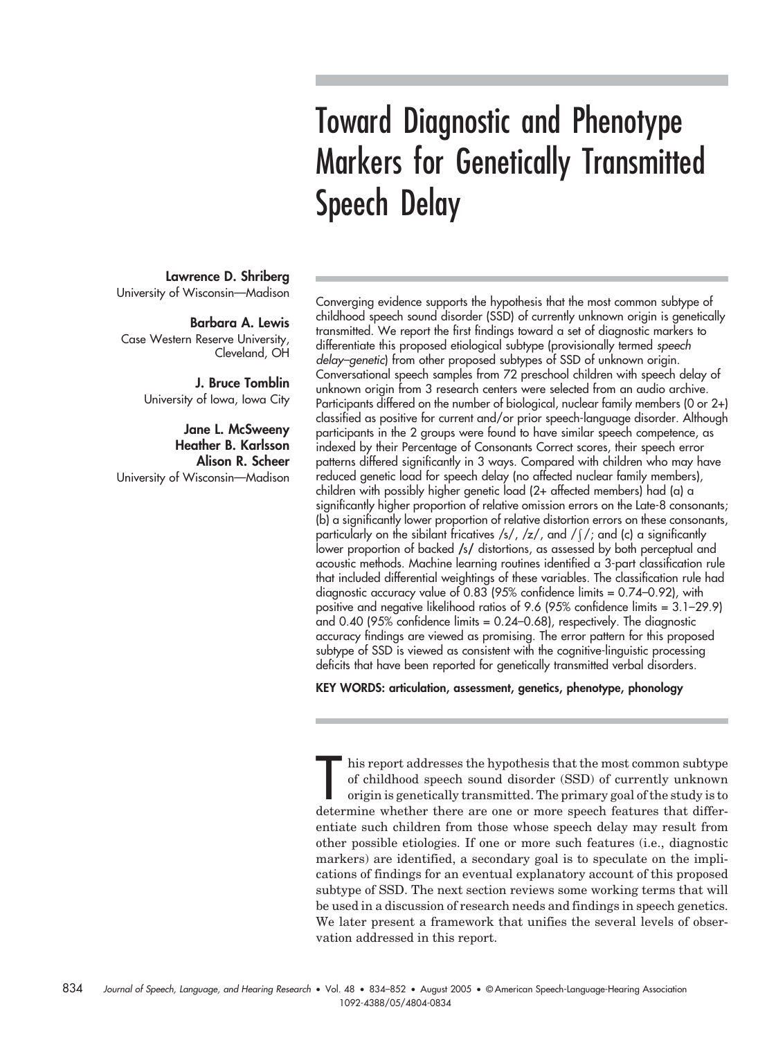# Toward Diagnostic and Phenotype Markers for Genetically Transmitted Speech Delay

**Lawrence D. Shriberg**
University of Wisconsin—Madison

**Barbara A. Lewis**
Case Western Reserve University, Cleveland, OH

**J. Bruce Tomblin**
University of Iowa, Iowa City

**Jane L. McSweeny**
**Heather B. Karlsson**
**Alison R. Scheer**
University of Wisconsin—Madison

Converging evidence supports the hypothesis that the most common subtype of childhood speech sound disorder (SSD) of currently unknown origin is genetically transmitted. We report the first findings toward a set of diagnostic markers to differentiate this proposed etiological subtype (provisionally termed *speech delay–genetic*) from other proposed subtypes of SSD of unknown origin. Conversational speech samples from 72 preschool children with speech delay of unknown origin from 3 research centers were selected from an audio archive. Participants differed on the number of biological, nuclear family members (0 or 2+) classified as positive for current and/or prior speech-language disorder. Although participants in the 2 groups were found to have similar speech competence, as indexed by their Percentage of Consonants Correct scores, their speech error patterns differed significantly in 3 ways. Compared with children who may have reduced genetic load for speech delay (no affected nuclear family members), children with possibly higher genetic load (2+ affected members) had (a) a significantly higher proportion of relative omission errors on the Late-8 consonants; (b) a significantly lower proportion of relative distortion errors on these consonants, particularly on the sibilant fricatives /s/, /z/, and /ʃ/; and (c) a significantly lower proportion of backed /s/ distortions, as assessed by both perceptual and acoustic methods. Machine learning routines identified a 3-part classification rule that included differential weightings of these variables. The classification rule had diagnostic accuracy value of 0.83 (95% confidence limits = 0.74–0.92), with positive and negative likelihood ratios of 9.6 (95% confidence limits = 3.1–29.9) and 0.40 (95% confidence limits = 0.24–0.68), respectively. The diagnostic accuracy findings are viewed as promising. The error pattern for this proposed subtype of SSD is viewed as consistent with the cognitive-linguistic processing deficits that have been reported for genetically transmitted verbal disorders.

**KEY WORDS: articulation, assessment, genetics, phenotype, phonology**

This report addresses the hypothesis that the most common subtype of childhood speech sound disorder (SSD) of currently unknown origin is genetically transmitted. The primary goal of the study is to determine whether there are one or more speech features that differentiate such children from those whose speech delay may result from other possible etiologies. If one or more such features (i.e., diagnostic markers) are identified, a secondary goal is to speculate on the implications of findings for an eventual explanatory account of this proposed subtype of SSD. The next section reviews some working terms that will be used in a discussion of research needs and findings in speech genetics. We later present a framework that unifies the several levels of observation addressed in this report.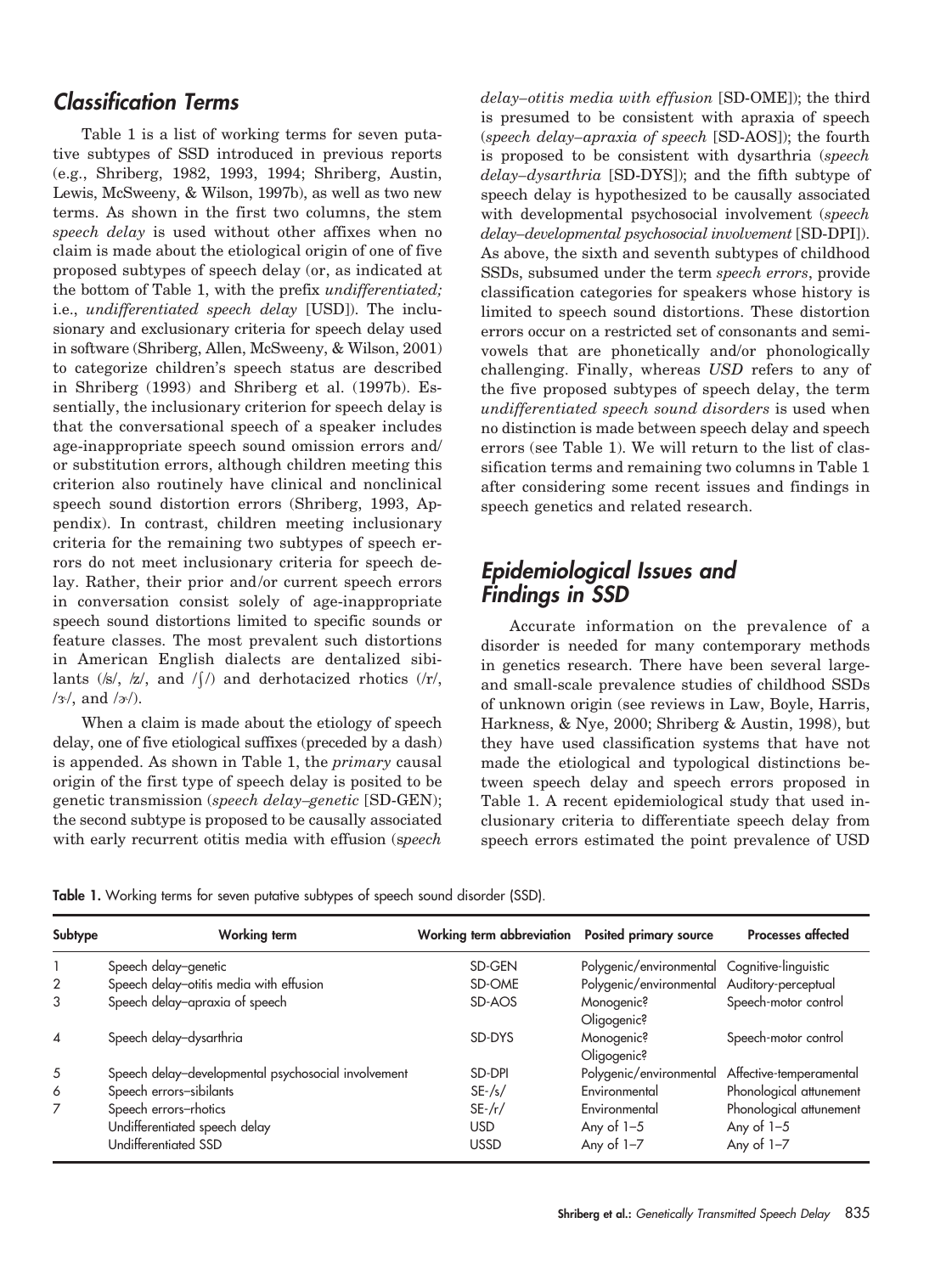## Classification Terms

Table 1 is a list of working terms for seven putative subtypes of SSD introduced in previous reports (e.g., Shriberg, 1982, 1993, 1994; Shriberg, Austin, Lewis, McSweeny, & Wilson, 1997b), as well as two new terms. As shown in the first two columns, the stem *speech delay* is used without other affixes when no claim is made about the etiological origin of one of five proposed subtypes of speech delay (or, as indicated at the bottom of Table 1, with the prefix *undifferentiated;* i.e., *undifferentiated speech delay* [USD]). The inclusionary and exclusionary criteria for speech delay used in software (Shriberg, Allen, McSweeny, & Wilson, 2001) to categorize children's speech status are described in Shriberg (1993) and Shriberg et al. (1997b). Essentially, the inclusionary criterion for speech delay is that the conversational speech of a speaker includes age-inappropriate speech sound omission errors and/or substitution errors, although children meeting this criterion also routinely have clinical and nonclinical speech sound distortion errors (Shriberg, 1993, Appendix). In contrast, children meeting inclusionary criteria for the remaining two subtypes of speech errors do not meet inclusionary criteria for speech delay. Rather, their prior and/or current speech errors in conversation consist solely of age-inappropriate speech sound distortions limited to specific sounds or feature classes. The most prevalent such distortions in American English dialects are dentalized sibilants (/s/, /z/, and /ʃ/) and derhotacized rhotics (/r/, /ɝ/, and /ɚ/).

When a claim is made about the etiology of speech delay, one of five etiological suffixes (preceded by a dash) is appended. As shown in Table 1, the *primary* causal origin of the first type of speech delay is posited to be genetic transmission (*speech delay–genetic* [SD-GEN]; the second subtype is proposed to be causally associated with early recurrent otitis media with effusion (*speech delay–otitis media with effusion* [SD-OME]); the third is presumed to be consistent with apraxia of speech (*speech delay–apraxia of speech* [SD-AOS]); the fourth is proposed to be consistent with dysarthria (*speech delay–dysarthria* [SD-DYS]); and the fifth subtype of speech delay is hypothesized to be causally associated with developmental psychosocial involvement (*speech delay–developmental psychosocial involvement* [SD-DPI]). As above, the sixth and seventh subtypes of childhood SSDs, subsumed under the term *speech errors*, provide classification categories for speakers whose history is limited to speech sound distortions. These distortion errors occur on a restricted set of consonants and semivowels that are phonetically and/or phonologically challenging. Finally, whereas *USD* refers to any of the five proposed subtypes of speech delay, the term *undifferentiated speech sound disorders* is used when no distinction is made between speech delay and speech errors (see Table 1). We will return to the list of classification terms and remaining two columns in Table 1 after considering some recent issues and findings in speech genetics and related research.

## Epidemiological Issues and Findings in SSD

Accurate information on the prevalence of a disorder is needed for many contemporary methods in genetics research. There have been several large- and small-scale prevalence studies of childhood SSDs of unknown origin (see reviews in Law, Boyle, Harris, Harkness, & Nye, 2000; Shriberg & Austin, 1998), but they have used classification systems that have not made the etiological and typological distinctions between speech delay and speech errors proposed in Table 1. A recent epidemiological study that used inclusionary criteria to differentiate speech delay from speech errors estimated the point prevalence of USD

**Table 1.** Working terms for seven putative subtypes of speech sound disorder (SSD).

| Subtype | Working term | Working term abbreviation | Posited primary source | Processes affected |
|---|---|---|---|---|
| 1 | Speech delay–genetic | SD-GEN | Polygenic/environmental | Cognitive-linguistic |
| 2 | Speech delay–otitis media with effusion | SD-OME | Polygenic/environmental | Auditory-perceptual |
| 3 | Speech delay–apraxia of speech | SD-AOS | Monogenic? Oligogenic? | Speech-motor control |
| 4 | Speech delay–dysarthria | SD-DYS | Monogenic? Oligogenic? | Speech-motor control |
| 5 | Speech delay–developmental psychosocial involvement | SD-DPI | Polygenic/environmental | Affective-temperamental |
| 6 | Speech errors–sibilants | SE-/s/ | Environmental | Phonological attunement |
| 7 | Speech errors–rhotics | SE-/r/ | Environmental | Phonological attunement |
| | Undifferentiated speech delay | USD | Any of 1–5 | Any of 1–5 |
| | Undifferentiated SSD | USSD | Any of 1–7 | Any of 1–7 |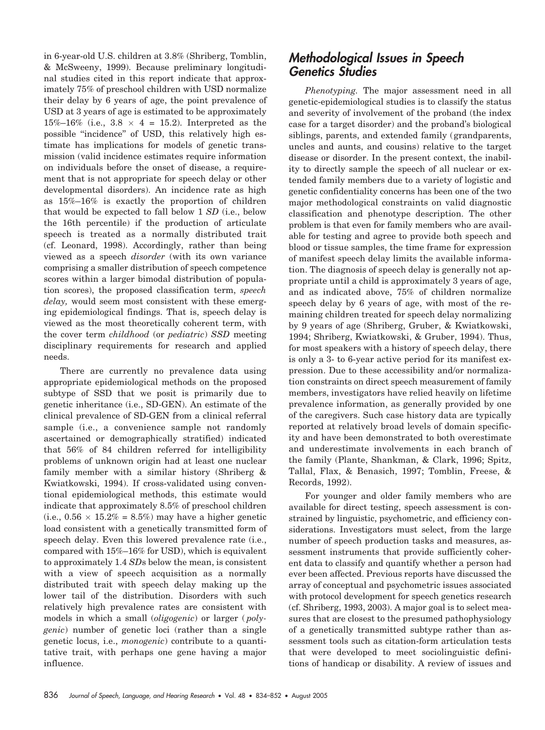in 6-year-old U.S. children at 3.8% (Shriberg, Tomblin, & McSweeny, 1999). Because preliminary longitudinal studies cited in this report indicate that approximately 75% of preschool children with USD normalize their delay by 6 years of age, the point prevalence of USD at 3 years of age is estimated to be approximately 15%–16% (i.e., $3.8 \times 4 = 15.2$). Interpreted as the possible "incidence" of USD, this relatively high estimate has implications for models of genetic transmission (valid incidence estimates require information on individuals before the onset of disease, a requirement that is not appropriate for speech delay or other developmental disorders). An incidence rate as high as 15%–16% is exactly the proportion of children that would be expected to fall below 1 *SD* (i.e., below the 16th percentile) if the production of articulate speech is treated as a normally distributed trait (cf. Leonard, 1998). Accordingly, rather than being viewed as a speech *disorder* (with its own variance comprising a smaller distribution of speech competence scores within a larger bimodal distribution of population scores), the proposed classification term, *speech delay,* would seem most consistent with these emerging epidemiological findings. That is, speech delay is viewed as the most theoretically coherent term, with the cover term *childhood* (or *pediatric*) *SSD* meeting disciplinary requirements for research and applied needs.

There are currently no prevalence data using appropriate epidemiological methods on the proposed subtype of SSD that we posit is primarily due to genetic inheritance (i.e., SD-GEN). An estimate of the clinical prevalence of SD-GEN from a clinical referral sample (i.e., a convenience sample not randomly ascertained or demographically stratified) indicated that 56% of 84 children referred for intelligibility problems of unknown origin had at least one nuclear family member with a similar history (Shriberg & Kwiatkowski, 1994). If cross-validated using conventional epidemiological methods, this estimate would indicate that approximately 8.5% of preschool children (i.e., $0.56 \times 15.2\% = 8.5\%$) may have a higher genetic load consistent with a genetically transmitted form of speech delay. Even this lowered prevalence rate (i.e., compared with 15%–16% for USD), which is equivalent to approximately 1.4 *SD*s below the mean, is consistent with a view of speech acquisition as a normally distributed trait with speech delay making up the lower tail of the distribution. Disorders with such relatively high prevalence rates are consistent with models in which a small (*oligogenic*) or larger (*polygenic*) number of genetic loci (rather than a single genetic locus, i.e., *monogenic*) contribute to a quantitative trait, with perhaps one gene having a major influence.

## Methodological Issues in Speech Genetics Studies

*Phenotyping.* The major assessment need in all genetic-epidemiological studies is to classify the status and severity of involvement of the proband (the index case for a target disorder) and the proband's biological siblings, parents, and extended family (grandparents, uncles and aunts, and cousins) relative to the target disease or disorder. In the present context, the inability to directly sample the speech of all nuclear or extended family members due to a variety of logistic and genetic confidentiality concerns has been one of the two major methodological constraints on valid diagnostic classification and phenotype description. The other problem is that even for family members who are available for testing and agree to provide both speech and blood or tissue samples, the time frame for expression of manifest speech delay limits the available information. The diagnosis of speech delay is generally not appropriate until a child is approximately 3 years of age, and as indicated above, 75% of children normalize speech delay by 6 years of age, with most of the remaining children treated for speech delay normalizing by 9 years of age (Shriberg, Gruber, & Kwiatkowski, 1994; Shriberg, Kwiatkowski, & Gruber, 1994). Thus, for most speakers with a history of speech delay, there is only a 3- to 6-year active period for its manifest expression. Due to these accessibility and/or normalization constraints on direct speech measurement of family members, investigators have relied heavily on lifetime prevalence information, as generally provided by one of the caregivers. Such case history data are typically reported at relatively broad levels of domain specificity and have been demonstrated to both overestimate and underestimate involvements in each branch of the family (Plante, Shankman, & Clark, 1996; Spitz, Tallal, Flax, & Benasich, 1997; Tomblin, Freese, & Records, 1992).

For younger and older family members who are available for direct testing, speech assessment is constrained by linguistic, psychometric, and efficiency considerations. Investigators must select, from the large number of speech production tasks and measures, assessment instruments that provide sufficiently coherent data to classify and quantify whether a person had ever been affected. Previous reports have discussed the array of conceptual and psychometric issues associated with protocol development for speech genetics research (cf. Shriberg, 1993, 2003). A major goal is to select measures that are closest to the presumed pathophysiology of a genetically transmitted subtype rather than assessment tools such as citation-form articulation tests that were developed to meet sociolinguistic definitions of handicap or disability. A review of issues and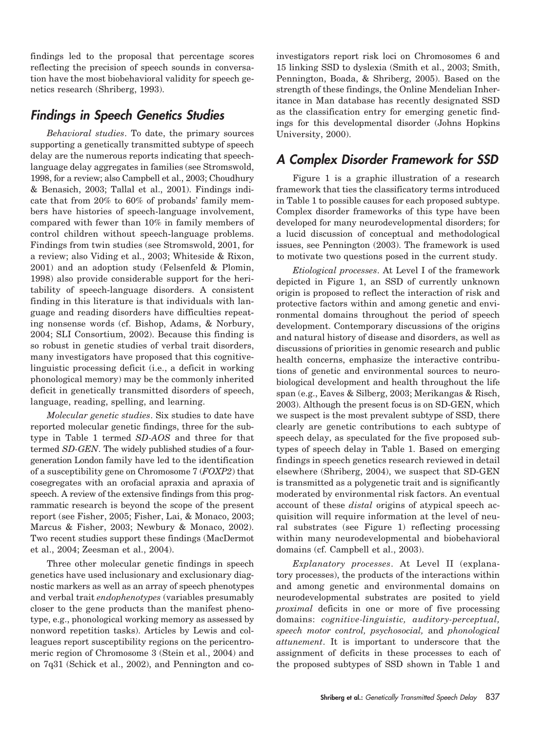findings led to the proposal that percentage scores reflecting the precision of speech sounds in conversation have the most biobehavioral validity for speech genetics research (Shriberg, 1993).

## Findings in Speech Genetics Studies

*Behavioral studies*. To date, the primary sources supporting a genetically transmitted subtype of speech delay are the numerous reports indicating that speech-language delay aggregates in families (see Stromswold, 1998, for a review; also Campbell et al., 2003; Choudhury & Benasich, 2003; Tallal et al., 2001). Findings indicate that from 20% to 60% of probands' family members have histories of speech-language involvement, compared with fewer than 10% in family members of control children without speech-language problems. Findings from twin studies (see Stromswold, 2001, for a review; also Viding et al., 2003; Whiteside & Rixon, 2001) and an adoption study (Felsenfeld & Plomin, 1998) also provide considerable support for the heritability of speech-language disorders. A consistent finding in this literature is that individuals with language and reading disorders have difficulties repeating nonsense words (cf. Bishop, Adams, & Norbury, 2004; SLI Consortium, 2002). Because this finding is so robust in genetic studies of verbal trait disorders, many investigators have proposed that this cognitive-linguistic processing deficit (i.e., a deficit in working phonological memory) may be the commonly inherited deficit in genetically transmitted disorders of speech, language, reading, spelling, and learning.

*Molecular genetic studies*. Six studies to date have reported molecular genetic findings, three for the subtype in Table 1 termed *SD-AOS* and three for that termed *SD-GEN*. The widely published studies of a four-generation London family have led to the identification of a susceptibility gene on Chromosome 7 (*FOXP2*) that cosegregates with an orofacial apraxia and apraxia of speech. A review of the extensive findings from this programmatic research is beyond the scope of the present report (see Fisher, 2005; Fisher, Lai, & Monaco, 2003; Marcus & Fisher, 2003; Newbury & Monaco, 2002). Two recent studies support these findings (MacDermot et al., 2004; Zeesman et al., 2004).

Three other molecular genetic findings in speech genetics have used inclusionary and exclusionary diagnostic markers as well as an array of speech phenotypes and verbal trait *endophenotypes* (variables presumably closer to the gene products than the manifest phenotype, e.g., phonological working memory as assessed by nonword repetition tasks). Articles by Lewis and colleagues report susceptibility regions on the pericentromeric region of Chromosome 3 (Stein et al., 2004) and on 7q31 (Schick et al., 2002), and Pennington and co-investigators report risk loci on Chromosomes 6 and 15 linking SSD to dyslexia (Smith et al., 2003; Smith, Pennington, Boada, & Shriberg, 2005). Based on the strength of these findings, the Online Mendelian Inheritance in Man database has recently designated SSD as the classification entry for emerging genetic findings for this developmental disorder (Johns Hopkins University, 2000).

## A Complex Disorder Framework for SSD

Figure 1 is a graphic illustration of a research framework that ties the classificatory terms introduced in Table 1 to possible causes for each proposed subtype. Complex disorder frameworks of this type have been developed for many neurodevelopmental disorders; for a lucid discussion of conceptual and methodological issues, see Pennington (2003). The framework is used to motivate two questions posed in the current study.

*Etiological processes*. At Level I of the framework depicted in Figure 1, an SSD of currently unknown origin is proposed to reflect the interaction of risk and protective factors within and among genetic and environmental domains throughout the period of speech development. Contemporary discussions of the origins and natural history of disease and disorders, as well as discussions of priorities in genomic research and public health concerns, emphasize the interactive contributions of genetic and environmental sources to neurobiological development and health throughout the life span (e.g., Eaves & Silberg, 2003; Merikangas & Risch, 2003). Although the present focus is on SD-GEN, which we suspect is the most prevalent subtype of SSD, there clearly are genetic contributions to each subtype of speech delay, as speculated for the five proposed subtypes of speech delay in Table 1. Based on emerging findings in speech genetics research reviewed in detail elsewhere (Shriberg, 2004), we suspect that SD-GEN is transmitted as a polygenetic trait and is significantly moderated by environmental risk factors. An eventual account of these *distal* origins of atypical speech acquisition will require information at the level of neural substrates (see Figure 1) reflecting processing within many neurodevelopmental and biobehavioral domains (cf. Campbell et al., 2003).

*Explanatory processes*. At Level II (explanatory processes), the products of the interactions within and among genetic and environmental domains on neurodevelopmental substrates are posited to yield *proximal* deficits in one or more of five processing domains: *cognitive-linguistic, auditory-perceptual, speech motor control, psychosocial,* and *phonological attunement*. It is important to underscore that the assignment of deficits in these processes to each of the proposed subtypes of SSD shown in Table 1 and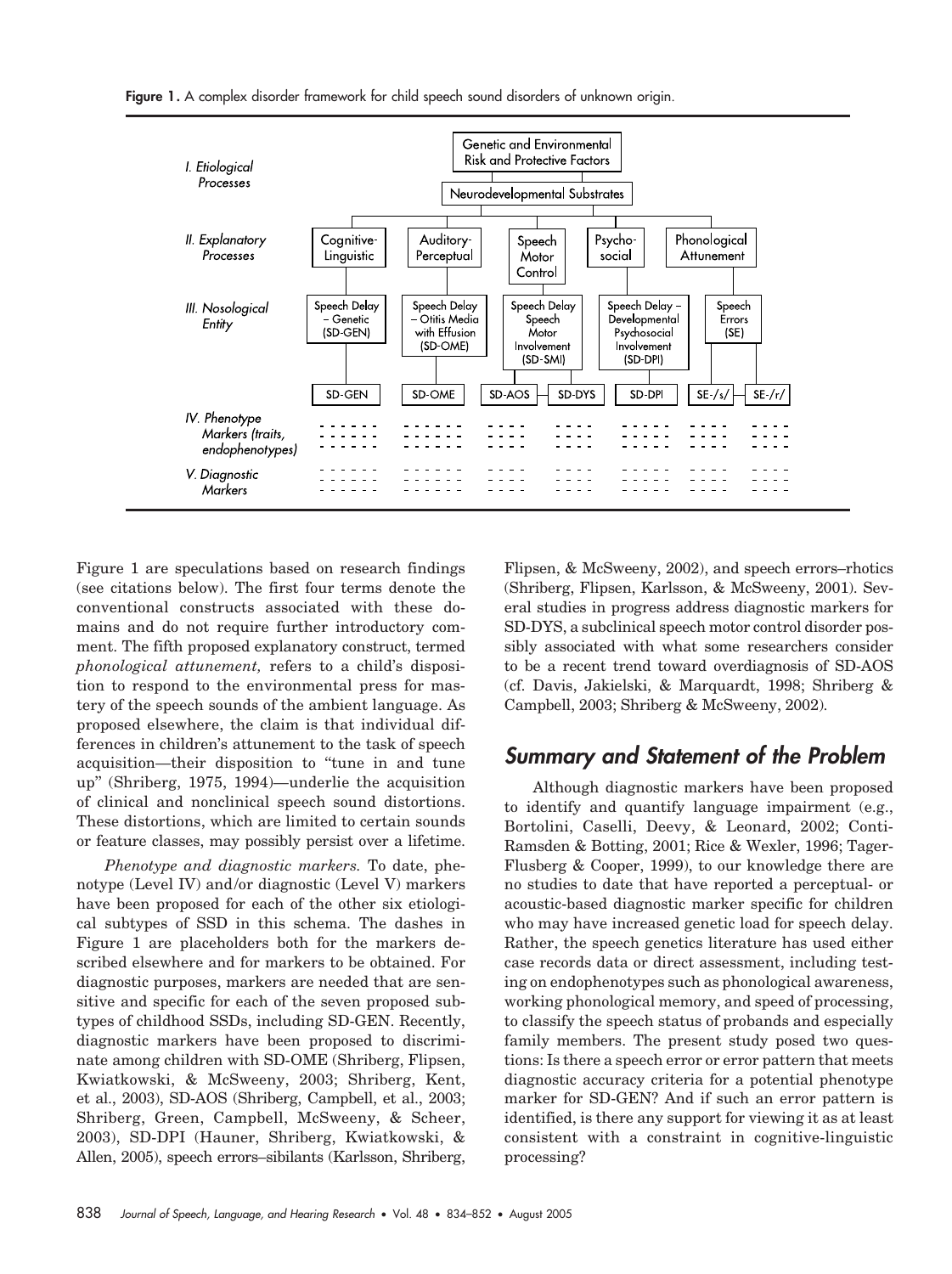**Figure 1.** A complex disorder framework for child speech sound disorders of unknown origin.

Figure 1 are speculations based on research findings (see citations below). The first four terms denote the conventional constructs associated with these domains and do not require further introductory comment. The fifth proposed explanatory construct, termed *phonological attunement,* refers to a child's disposition to respond to the environmental press for mastery of the speech sounds of the ambient language. As proposed elsewhere, the claim is that individual differences in children's attunement to the task of speech acquisition—their disposition to "tune in and tune up" (Shriberg, 1975, 1994)—underlie the acquisition of clinical and nonclinical speech sound distortions. These distortions, which are limited to certain sounds or feature classes, may possibly persist over a lifetime.

*Phenotype and diagnostic markers.* To date, phenotype (Level IV) and/or diagnostic (Level V) markers have been proposed for each of the other six etiological subtypes of SSD in this schema. The dashes in Figure 1 are placeholders both for the markers described elsewhere and for markers to be obtained. For diagnostic purposes, markers are needed that are sensitive and specific for each of the seven proposed subtypes of childhood SSDs, including SD-GEN. Recently, diagnostic markers have been proposed to discriminate among children with SD-OME (Shriberg, Flipsen, Kwiatkowski, & McSweeny, 2003; Shriberg, Kent, et al., 2003), SD-AOS (Shriberg, Campbell, et al., 2003; Shriberg, Green, Campbell, McSweeny, & Scheer, 2003), SD-DPI (Hauner, Shriberg, Kwiatkowski, & Allen, 2005), speech errors–sibilants (Karlsson, Shriberg, Flipsen, & McSweeny, 2002), and speech errors–rhotics (Shriberg, Flipsen, Karlsson, & McSweeny, 2001). Several studies in progress address diagnostic markers for SD-DYS, a subclinical speech motor control disorder possibly associated with what some researchers consider to be a recent trend toward overdiagnosis of SD-AOS (cf. Davis, Jakielski, & Marquardt, 1998; Shriberg & Campbell, 2003; Shriberg & McSweeny, 2002).

## Summary and Statement of the Problem

Although diagnostic markers have been proposed to identify and quantify language impairment (e.g., Bortolini, Caselli, Deevy, & Leonard, 2002; Conti-Ramsden & Botting, 2001; Rice & Wexler, 1996; Tager-Flusberg & Cooper, 1999), to our knowledge there are no studies to date that have reported a perceptual- or acoustic-based diagnostic marker specific for children who may have increased genetic load for speech delay. Rather, the speech genetics literature has used either case records data or direct assessment, including testing on endophenotypes such as phonological awareness, working phonological memory, and speed of processing, to classify the speech status of probands and especially family members. The present study posed two questions: Is there a speech error or error pattern that meets diagnostic accuracy criteria for a potential phenotype marker for SD-GEN? And if such an error pattern is identified, is there any support for viewing it as at least consistent with a constraint in cognitive-linguistic processing?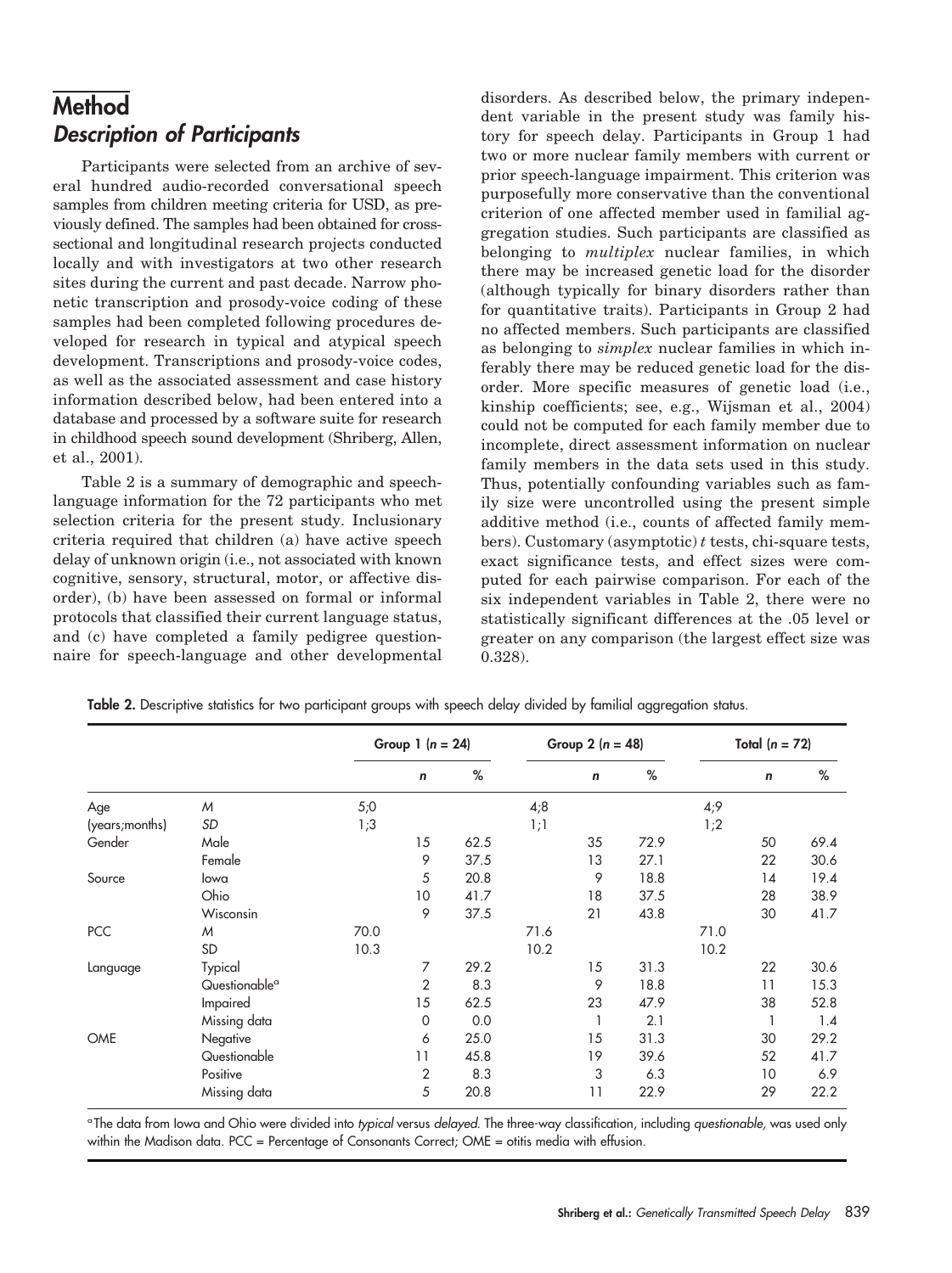# Method

## Description of Participants

Participants were selected from an archive of several hundred audio-recorded conversational speech samples from children meeting criteria for USD, as previously defined. The samples had been obtained for cross-sectional and longitudinal research projects conducted locally and with investigators at two other research sites during the current and past decade. Narrow phonetic transcription and prosody-voice coding of these samples had been completed following procedures developed for research in typical and atypical speech development. Transcriptions and prosody-voice codes, as well as the associated assessment and case history information described below, had been entered into a database and processed by a software suite for research in childhood speech sound development (Shriberg, Allen, et al., 2001).

Table 2 is a summary of demographic and speech-language information for the 72 participants who met selection criteria for the present study. Inclusionary criteria required that children (a) have active speech delay of unknown origin (i.e., not associated with known cognitive, sensory, structural, motor, or affective disorder), (b) have been assessed on formal or informal protocols that classified their current language status, and (c) have completed a family pedigree questionnaire for speech-language and other developmental disorders. As described below, the primary independent variable in the present study was family history for speech delay. Participants in Group 1 had two or more nuclear family members with current or prior speech-language impairment. This criterion was purposefully more conservative than the conventional criterion of one affected member used in familial aggregation studies. Such participants are classified as belonging to *multiplex* nuclear families, in which there may be increased genetic load for the disorder (although typically for binary disorders rather than for quantitative traits). Participants in Group 2 had no affected members. Such participants are classified as belonging to *simplex* nuclear families in which inferably there may be reduced genetic load for the disorder. More specific measures of genetic load (i.e., kinship coefficients; see, e.g., Wijsman et al., 2004) could not be computed for each family member due to incomplete, direct assessment information on nuclear family members in the data sets used in this study. Thus, potentially confounding variables such as family size were uncontrolled using the present simple additive method (i.e., counts of affected family members). Customary (asymptotic) *t* tests, chi-square tests, exact significance tests, and effect sizes were computed for each pairwise comparison. For each of the six independent variables in Table 2, there were no statistically significant differences at the .05 level or greater on any comparison (the largest effect size was 0.328).

**Table 2.** Descriptive statistics for two participant groups with speech delay divided by familial aggregation status.

| | | Group 1 (*n* = 24) | | | Group 2 (*n* = 48) | | | Total (*n* = 72) | | |
|---|---|---|---|---|---|---|---|---|---|---|
| | | | *n* | % | | *n* | % | | *n* | % |
| Age | *M* | 5;0 | | | 4;8 | | | 4;9 | | |
| (years;months) | *SD* | 1;3 | | | 1;1 | | | 1;2 | | |
| Gender | Male | | 15 | 62.5 | | 35 | 72.9 | | 50 | 69.4 |
| | Female | | 9 | 37.5 | | 13 | 27.1 | | 22 | 30.6 |
| Source | Iowa | | 5 | 20.8 | | 9 | 18.8 | | 14 | 19.4 |
| | Ohio | | 10 | 41.7 | | 18 | 37.5 | | 28 | 38.9 |
| | Wisconsin | | 9 | 37.5 | | 21 | 43.8 | | 30 | 41.7 |
| PCC | *M* | 70.0 | | | 71.6 | | | 71.0 | | |
| | SD | 10.3 | | | 10.2 | | | 10.2 | | |
| Language | Typical | | 7 | 29.2 | | 15 | 31.3 | | 22 | 30.6 |
| | Questionable[a] | | 2 | 8.3 | | 9 | 18.8 | | 11 | 15.3 |
| | Impaired | | 15 | 62.5 | | 23 | 47.9 | | 38 | 52.8 |
| | Missing data | | 0 | 0.0 | | 1 | 2.1 | | 1 | 1.4 |
| OME | Negative | | 6 | 25.0 | | 15 | 31.3 | | 30 | 29.2 |
| | Questionable | | 11 | 45.8 | | 19 | 39.6 | | 52 | 41.7 |
| | Positive | | 2 | 8.3 | | 3 | 6.3 | | 10 | 6.9 |
| | Missing data | | 5 | 20.8 | | 11 | 22.9 | | 29 | 22.2 |

[a] The data from Iowa and Ohio were divided into *typical* versus *delayed*. The three-way classification, including *questionable*, was used only within the Madison data. PCC = Percentage of Consonants Correct; OME = otitis media with effusion.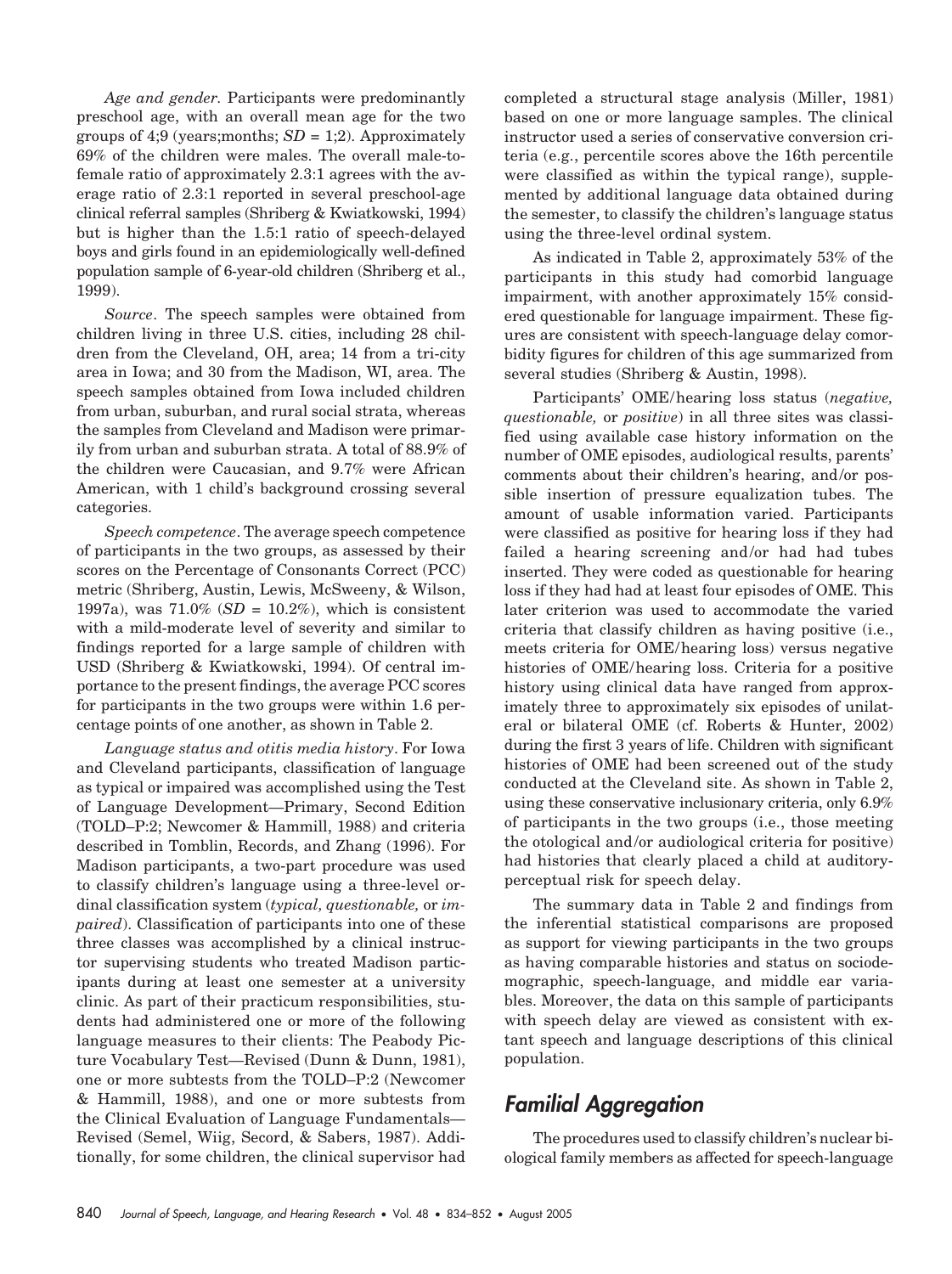*Age and gender.* Participants were predominantly preschool age, with an overall mean age for the two groups of 4;9 (years;months; *SD* = 1;2). Approximately 69% of the children were males. The overall male-to-female ratio of approximately 2.3:1 agrees with the average ratio of 2.3:1 reported in several preschool-age clinical referral samples (Shriberg & Kwiatkowski, 1994) but is higher than the 1.5:1 ratio of speech-delayed boys and girls found in an epidemiologically well-defined population sample of 6-year-old children (Shriberg et al., 1999).

*Source*. The speech samples were obtained from children living in three U.S. cities, including 28 children from the Cleveland, OH, area; 14 from a tri-city area in Iowa; and 30 from the Madison, WI, area. The speech samples obtained from Iowa included children from urban, suburban, and rural social strata, whereas the samples from Cleveland and Madison were primarily from urban and suburban strata. A total of 88.9% of the children were Caucasian, and 9.7% were African American, with 1 child's background crossing several categories.

*Speech competence*. The average speech competence of participants in the two groups, as assessed by their scores on the Percentage of Consonants Correct (PCC) metric (Shriberg, Austin, Lewis, McSweeny, & Wilson, 1997a), was 71.0% (*SD* = 10.2%), which is consistent with a mild-moderate level of severity and similar to findings reported for a large sample of children with USD (Shriberg & Kwiatkowski, 1994). Of central importance to the present findings, the average PCC scores for participants in the two groups were within 1.6 percentage points of one another, as shown in Table 2.

*Language status and otitis media history*. For Iowa and Cleveland participants, classification of language as typical or impaired was accomplished using the Test of Language Development—Primary, Second Edition (TOLD–P:2; Newcomer & Hammill, 1988) and criteria described in Tomblin, Records, and Zhang (1996). For Madison participants, a two-part procedure was used to classify children's language using a three-level ordinal classification system (*typical, questionable,* or *impaired*). Classification of participants into one of these three classes was accomplished by a clinical instructor supervising students who treated Madison participants during at least one semester at a university clinic. As part of their practicum responsibilities, students had administered one or more of the following language measures to their clients: The Peabody Picture Vocabulary Test—Revised (Dunn & Dunn, 1981), one or more subtests from the TOLD–P:2 (Newcomer & Hammill, 1988), and one or more subtests from the Clinical Evaluation of Language Fundamentals—Revised (Semel, Wiig, Secord, & Sabers, 1987). Additionally, for some children, the clinical supervisor had completed a structural stage analysis (Miller, 1981) based on one or more language samples. The clinical instructor used a series of conservative conversion criteria (e.g., percentile scores above the 16th percentile were classified as within the typical range), supplemented by additional language data obtained during the semester, to classify the children's language status using the three-level ordinal system.

As indicated in Table 2, approximately 53% of the participants in this study had comorbid language impairment, with another approximately 15% considered questionable for language impairment. These figures are consistent with speech-language delay comorbidity figures for children of this age summarized from several studies (Shriberg & Austin, 1998).

Participants' OME/hearing loss status (*negative, questionable,* or *positive*) in all three sites was classified using available case history information on the number of OME episodes, audiological results, parents' comments about their children's hearing, and/or possible insertion of pressure equalization tubes. The amount of usable information varied. Participants were classified as positive for hearing loss if they had failed a hearing screening and/or had had tubes inserted. They were coded as questionable for hearing loss if they had had at least four episodes of OME. This later criterion was used to accommodate the varied criteria that classify children as having positive (i.e., meets criteria for OME/hearing loss) versus negative histories of OME/hearing loss. Criteria for a positive history using clinical data have ranged from approximately three to approximately six episodes of unilateral or bilateral OME (cf. Roberts & Hunter, 2002) during the first 3 years of life. Children with significant histories of OME had been screened out of the study conducted at the Cleveland site. As shown in Table 2, using these conservative inclusionary criteria, only 6.9% of participants in the two groups (i.e., those meeting the otological and/or audiological criteria for positive) had histories that clearly placed a child at auditory-perceptual risk for speech delay.

The summary data in Table 2 and findings from the inferential statistical comparisons are proposed as support for viewing participants in the two groups as having comparable histories and status on sociodemographic, speech-language, and middle ear variables. Moreover, the data on this sample of participants with speech delay are viewed as consistent with extant speech and language descriptions of this clinical population.

## Familial Aggregation

The procedures used to classify children's nuclear biological family members as affected for speech-language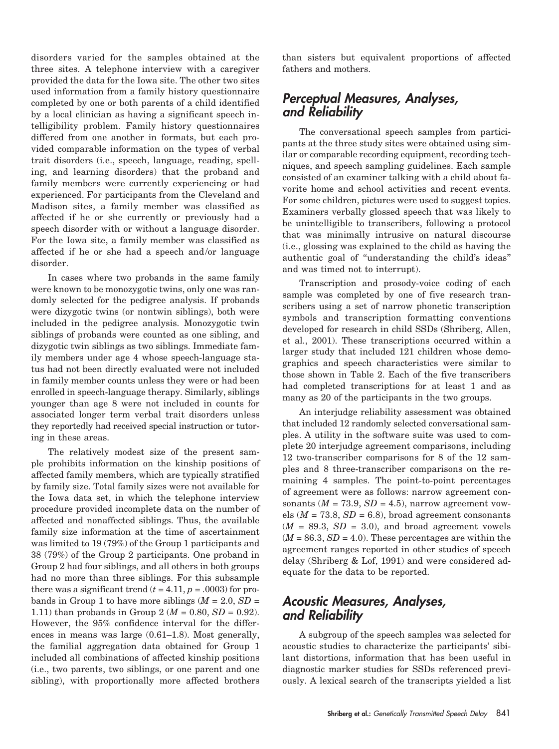disorders varied for the samples obtained at the three sites. A telephone interview with a caregiver provided the data for the Iowa site. The other two sites used information from a family history questionnaire completed by one or both parents of a child identified by a local clinician as having a significant speech intelligibility problem. Family history questionnaires differed from one another in formats, but each provided comparable information on the types of verbal trait disorders (i.e., speech, language, reading, spelling, and learning disorders) that the proband and family members were currently experiencing or had experienced. For participants from the Cleveland and Madison sites, a family member was classified as affected if he or she currently or previously had a speech disorder with or without a language disorder. For the Iowa site, a family member was classified as affected if he or she had a speech and/or language disorder.

In cases where two probands in the same family were known to be monozygotic twins, only one was randomly selected for the pedigree analysis. If probands were dizygotic twins (or nontwin siblings), both were included in the pedigree analysis. Monozygotic twin siblings of probands were counted as one sibling, and dizygotic twin siblings as two siblings. Immediate family members under age 4 whose speech-language status had not been directly evaluated were not included in family member counts unless they were or had been enrolled in speech-language therapy. Similarly, siblings younger than age 8 were not included in counts for associated longer term verbal trait disorders unless they reportedly had received special instruction or tutoring in these areas.

The relatively modest size of the present sample prohibits information on the kinship positions of affected family members, which are typically stratified by family size. Total family sizes were not available for the Iowa data set, in which the telephone interview procedure provided incomplete data on the number of affected and nonaffected siblings. Thus, the available family size information at the time of ascertainment was limited to 19 (79%) of the Group 1 participants and 38 (79%) of the Group 2 participants. One proband in Group 2 had four siblings, and all others in both groups had no more than three siblings. For this subsample there was a significant trend ($t = 4.11$, $p = .0003$) for probands in Group 1 to have more siblings ($M = 2.0$, $SD = 1.11$) than probands in Group 2 ($M = 0.80$, $SD = 0.92$). However, the 95% confidence interval for the differences in means was large (0.61–1.8). Most generally, the familial aggregation data obtained for Group 1 included all combinations of affected kinship positions (i.e., two parents, two siblings, or one parent and one sibling), with proportionally more affected brothers than sisters but equivalent proportions of affected fathers and mothers.

## *Perceptual Measures, Analyses, and Reliability*

The conversational speech samples from participants at the three study sites were obtained using similar or comparable recording equipment, recording techniques, and speech sampling guidelines. Each sample consisted of an examiner talking with a child about favorite home and school activities and recent events. For some children, pictures were used to suggest topics. Examiners verbally glossed speech that was likely to be unintelligible to transcribers, following a protocol that was minimally intrusive on natural discourse (i.e., glossing was explained to the child as having the authentic goal of "understanding the child's ideas" and was timed not to interrupt).

Transcription and prosody-voice coding of each sample was completed by one of five research transcribers using a set of narrow phonetic transcription symbols and transcription formatting conventions developed for research in child SSDs (Shriberg, Allen, et al., 2001). These transcriptions occurred within a larger study that included 121 children whose demographics and speech characteristics were similar to those shown in Table 2. Each of the five transcribers had completed transcriptions for at least 1 and as many as 20 of the participants in the two groups.

An interjudge reliability assessment was obtained that included 12 randomly selected conversational samples. A utility in the software suite was used to complete 20 interjudge agreement comparisons, including 12 two-transcriber comparisons for 8 of the 12 samples and 8 three-transcriber comparisons on the remaining 4 samples. The point-to-point percentages of agreement were as follows: narrow agreement consonants ($M = 73.9$, $SD = 4.5$), narrow agreement vowels ($M = 73.8$, $SD = 6.8$), broad agreement consonants ($M = 89.3$, $SD = 3.0$), and broad agreement vowels ($M = 86.3$, $SD = 4.0$). These percentages are within the agreement ranges reported in other studies of speech delay (Shriberg & Lof, 1991) and were considered adequate for the data to be reported.

## *Acoustic Measures, Analyses, and Reliability*

A subgroup of the speech samples was selected for acoustic studies to characterize the participants' sibilant distortions, information that has been useful in diagnostic marker studies for SSDs referenced previously. A lexical search of the transcripts yielded a list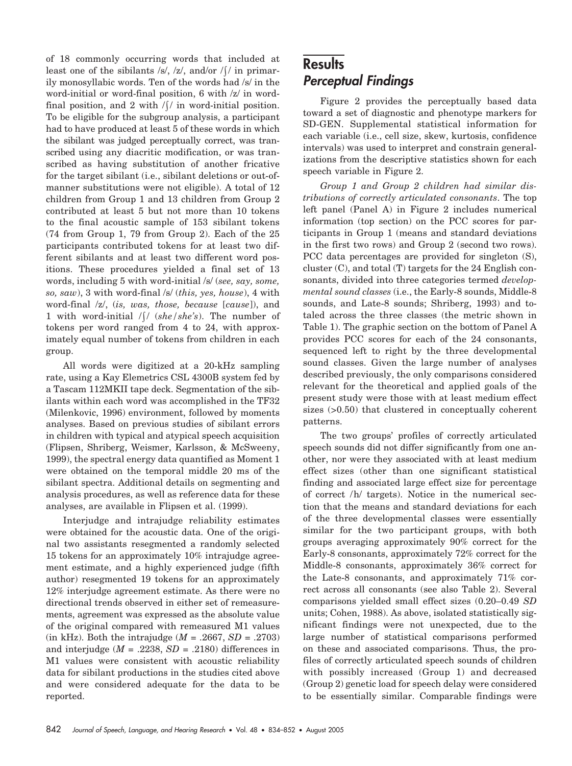of 18 commonly occurring words that included at least one of the sibilants /s/, /z/, and/or /ʃ/ in primarily monosyllabic words. Ten of the words had /s/ in the word-initial or word-final position, 6 with /z/ in word-final position, and 2 with /ʃ/ in word-initial position. To be eligible for the subgroup analysis, a participant had to have produced at least 5 of these words in which the sibilant was judged perceptually correct, was transcribed using any diacritic modification, or was transcribed as having substitution of another fricative for the target sibilant (i.e., sibilant deletions or out-of-manner substitutions were not eligible). A total of 12 children from Group 1 and 13 children from Group 2 contributed at least 5 but not more than 10 tokens to the final acoustic sample of 153 sibilant tokens (74 from Group 1, 79 from Group 2). Each of the 25 participants contributed tokens for at least two different sibilants and at least two different word positions. These procedures yielded a final set of 13 words, including 5 with word-initial /s/ (*see, say, some, so, saw*), 3 with word-final /s/ (*this, yes, house*), 4 with word-final /z/, (*is, was, those, because* [*cause*]), and 1 with word-initial /ʃ/ (*she*/*she's*). The number of tokens per word ranged from 4 to 24, with approximately equal number of tokens from children in each group.

All words were digitized at a 20-kHz sampling rate, using a Kay Elemetrics CSL 4300B system fed by a Tascam 112MKII tape deck. Segmentation of the sibilants within each word was accomplished in the TF32 (Milenkovic, 1996) environment, followed by moments analyses. Based on previous studies of sibilant errors in children with typical and atypical speech acquisition (Flipsen, Shriberg, Weismer, Karlsson, & McSweeny, 1999), the spectral energy data quantified as Moment 1 were obtained on the temporal middle 20 ms of the sibilant spectra. Additional details on segmenting and analysis procedures, as well as reference data for these analyses, are available in Flipsen et al. (1999).

Interjudge and intrajudge reliability estimates were obtained for the acoustic data. One of the original two assistants resegmented a randomly selected 15 tokens for an approximately 10% intrajudge agreement estimate, and a highly experienced judge (fifth author) resegmented 19 tokens for an approximately 12% interjudge agreement estimate. As there were no directional trends observed in either set of remeasurements, agreement was expressed as the absolute value of the original compared with remeasured M1 values (in kHz). Both the intrajudge ($M$ = .2667, $SD$ = .2703) and interjudge ($M$ = .2238, $SD$ = .2180) differences in M1 values were consistent with acoustic reliability data for sibilant productions in the studies cited above and were considered adequate for the data to be reported.

# Results

## Perceptual Findings

Figure 2 provides the perceptually based data toward a set of diagnostic and phenotype markers for SD-GEN. Supplemental statistical information for each variable (i.e., cell size, skew, kurtosis, confidence intervals) was used to interpret and constrain generalizations from the descriptive statistics shown for each speech variable in Figure 2.

*Group 1 and Group 2 children had similar distributions of correctly articulated consonants*. The top left panel (Panel A) in Figure 2 includes numerical information (top section) on the PCC scores for participants in Group 1 (means and standard deviations in the first two rows) and Group 2 (second two rows). PCC data percentages are provided for singleton (S), cluster (C), and total (T) targets for the 24 English consonants, divided into three categories termed *developmental sound classes* (i.e., the Early-8 sounds, Middle-8 sounds, and Late-8 sounds; Shriberg, 1993) and totaled across the three classes (the metric shown in Table 1). The graphic section on the bottom of Panel A provides PCC scores for each of the 24 consonants, sequenced left to right by the three developmental sound classes. Given the large number of analyses described previously, the only comparisons considered relevant for the theoretical and applied goals of the present study were those with at least medium effect sizes (>0.50) that clustered in conceptually coherent patterns.

The two groups' profiles of correctly articulated speech sounds did not differ significantly from one another, nor were they associated with at least medium effect sizes (other than one significant statistical finding and associated large effect size for percentage of correct /h/ targets). Notice in the numerical section that the means and standard deviations for each of the three developmental classes were essentially similar for the two participant groups, with both groups averaging approximately 90% correct for the Early-8 consonants, approximately 72% correct for the Middle-8 consonants, approximately 36% correct for the Late-8 consonants, and approximately 71% correct across all consonants (see also Table 2). Several comparisons yielded small effect sizes (0.20–0.49 *SD* units; Cohen, 1988). As above, isolated statistically significant findings were not unexpected, due to the large number of statistical comparisons performed on these and associated comparisons. Thus, the profiles of correctly articulated speech sounds of children with possibly increased (Group 1) and decreased (Group 2) genetic load for speech delay were considered to be essentially similar. Comparable findings were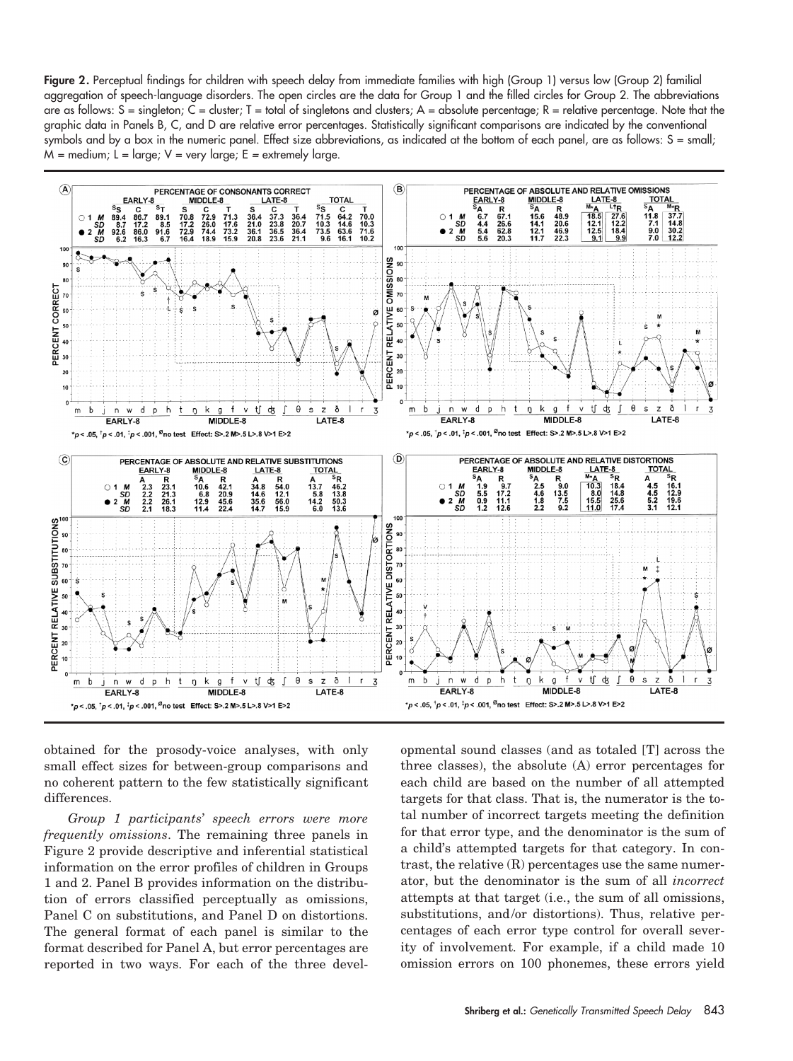**Figure 2.** Perceptual findings for children with speech delay from immediate families with high (Group 1) versus low (Group 2) familial aggregation of speech-language disorders. The open circles are the data for Group 1 and the filled circles for Group 2. The abbreviations are as follows: S = singleton; C = cluster; T = total of singletons and clusters; A = absolute percentage; R = relative percentage. Note that the graphic data in Panels B, C, and D are relative error percentages. Statistically significant comparisons are indicated by the conventional symbols and by a box in the numeric panel. Effect size abbreviations, as indicated at the bottom of each panel, are as follows: S = small; M = medium; L = large; V = very large; E = extremely large.

obtained for the prosody-voice analyses, with only small effect sizes for between-group comparisons and no coherent pattern to the few statistically significant differences.

*Group 1 participants' speech errors were more frequently omissions*. The remaining three panels in Figure 2 provide descriptive and inferential statistical information on the error profiles of children in Groups 1 and 2. Panel B provides information on the distribution of errors classified perceptually as omissions, Panel C on substitutions, and Panel D on distortions. The general format of each panel is similar to the format described for Panel A, but error percentages are reported in two ways. For each of the three developmental sound classes (and as totaled [T] across the three classes), the absolute (A) error percentages for each child are based on the number of all attempted targets for that class. That is, the numerator is the total number of incorrect targets meeting the definition for that error type, and the denominator is the sum of a child's attempted targets for that category. In contrast, the relative (R) percentages use the same numerator, but the denominator is the sum of all *incorrect* attempts at that target (i.e., the sum of all omissions, substitutions, and/or distortions). Thus, relative percentages of each error type control for overall severity of involvement. For example, if a child made 10 omission errors on 100 phonemes, these errors yield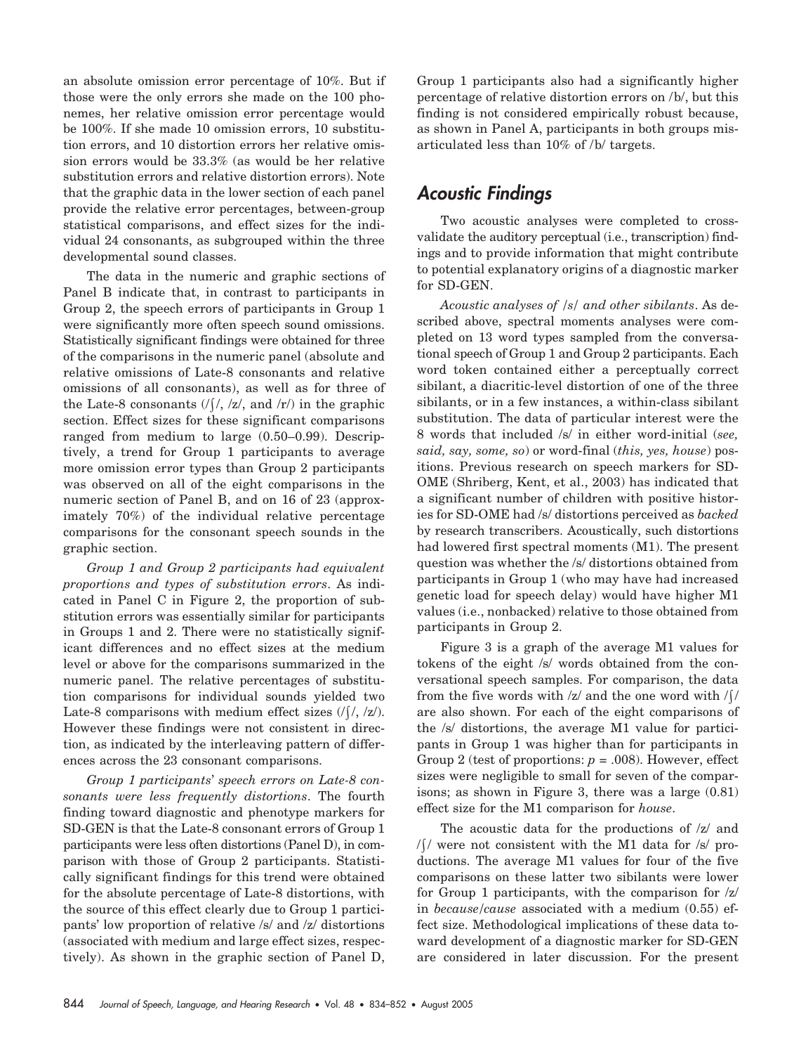an absolute omission error percentage of 10%. But if those were the only errors she made on the 100 phonemes, her relative omission error percentage would be 100%. If she made 10 omission errors, 10 substitution errors, and 10 distortion errors her relative omission errors would be 33.3% (as would be her relative substitution errors and relative distortion errors). Note that the graphic data in the lower section of each panel provide the relative error percentages, between-group statistical comparisons, and effect sizes for the individual 24 consonants, as subgrouped within the three developmental sound classes.

The data in the numeric and graphic sections of Panel B indicate that, in contrast to participants in Group 2, the speech errors of participants in Group 1 were significantly more often speech sound omissions. Statistically significant findings were obtained for three of the comparisons in the numeric panel (absolute and relative omissions of Late-8 consonants and relative omissions of all consonants), as well as for three of the Late-8 consonants (/ʃ/, /z/, and /r/) in the graphic section. Effect sizes for these significant comparisons ranged from medium to large (0.50–0.99). Descriptively, a trend for Group 1 participants to average more omission error types than Group 2 participants was observed on all of the eight comparisons in the numeric section of Panel B, and on 16 of 23 (approximately 70%) of the individual relative percentage comparisons for the consonant speech sounds in the graphic section.

*Group 1 and Group 2 participants had equivalent proportions and types of substitution errors*. As indicated in Panel C in Figure 2, the proportion of substitution errors was essentially similar for participants in Groups 1 and 2. There were no statistically significant differences and no effect sizes at the medium level or above for the comparisons summarized in the numeric panel. The relative percentages of substitution comparisons for individual sounds yielded two Late-8 comparisons with medium effect sizes (/ʃ/, /z/). However these findings were not consistent in direction, as indicated by the interleaving pattern of differences across the 23 consonant comparisons.

*Group 1 participants' speech errors on Late-8 consonants were less frequently distortions*. The fourth finding toward diagnostic and phenotype markers for SD-GEN is that the Late-8 consonant errors of Group 1 participants were less often distortions (Panel D), in comparison with those of Group 2 participants. Statistically significant findings for this trend were obtained for the absolute percentage of Late-8 distortions, with the source of this effect clearly due to Group 1 participants' low proportion of relative /s/ and /z/ distortions (associated with medium and large effect sizes, respectively). As shown in the graphic section of Panel D, Group 1 participants also had a significantly higher percentage of relative distortion errors on /b/, but this finding is not considered empirically robust because, as shown in Panel A, participants in both groups misarticulated less than 10% of /b/ targets.

## Acoustic Findings

Two acoustic analyses were completed to cross-validate the auditory perceptual (i.e., transcription) findings and to provide information that might contribute to potential explanatory origins of a diagnostic marker for SD-GEN.

*Acoustic analyses of /s/ and other sibilants*. As described above, spectral moments analyses were completed on 13 word types sampled from the conversational speech of Group 1 and Group 2 participants. Each word token contained either a perceptually correct sibilant, a diacritic-level distortion of one of the three sibilants, or in a few instances, a within-class sibilant substitution. The data of particular interest were the 8 words that included /s/ in either word-initial (*see, said, say, some, so*) or word-final (*this, yes, house*) positions. Previous research on speech markers for SD-OME (Shriberg, Kent, et al., 2003) has indicated that a significant number of children with positive histories for SD-OME had /s/ distortions perceived as *backed* by research transcribers. Acoustically, such distortions had lowered first spectral moments (M1). The present question was whether the /s/ distortions obtained from participants in Group 1 (who may have had increased genetic load for speech delay) would have higher M1 values (i.e., nonbacked) relative to those obtained from participants in Group 2.

Figure 3 is a graph of the average M1 values for tokens of the eight /s/ words obtained from the conversational speech samples. For comparison, the data from the five words with /z/ and the one word with /ʃ/ are also shown. For each of the eight comparisons of the /s/ distortions, the average M1 value for participants in Group 1 was higher than for participants in Group 2 (test of proportions: $p = .008$). However, effect sizes were negligible to small for seven of the comparisons; as shown in Figure 3, there was a large (0.81) effect size for the M1 comparison for *house*.

The acoustic data for the productions of /z/ and /ʃ/ were not consistent with the M1 data for /s/ productions. The average M1 values for four of the five comparisons on these latter two sibilants were lower for Group 1 participants, with the comparison for /z/ in *because/cause* associated with a medium (0.55) effect size. Methodological implications of these data toward development of a diagnostic marker for SD-GEN are considered in later discussion. For the present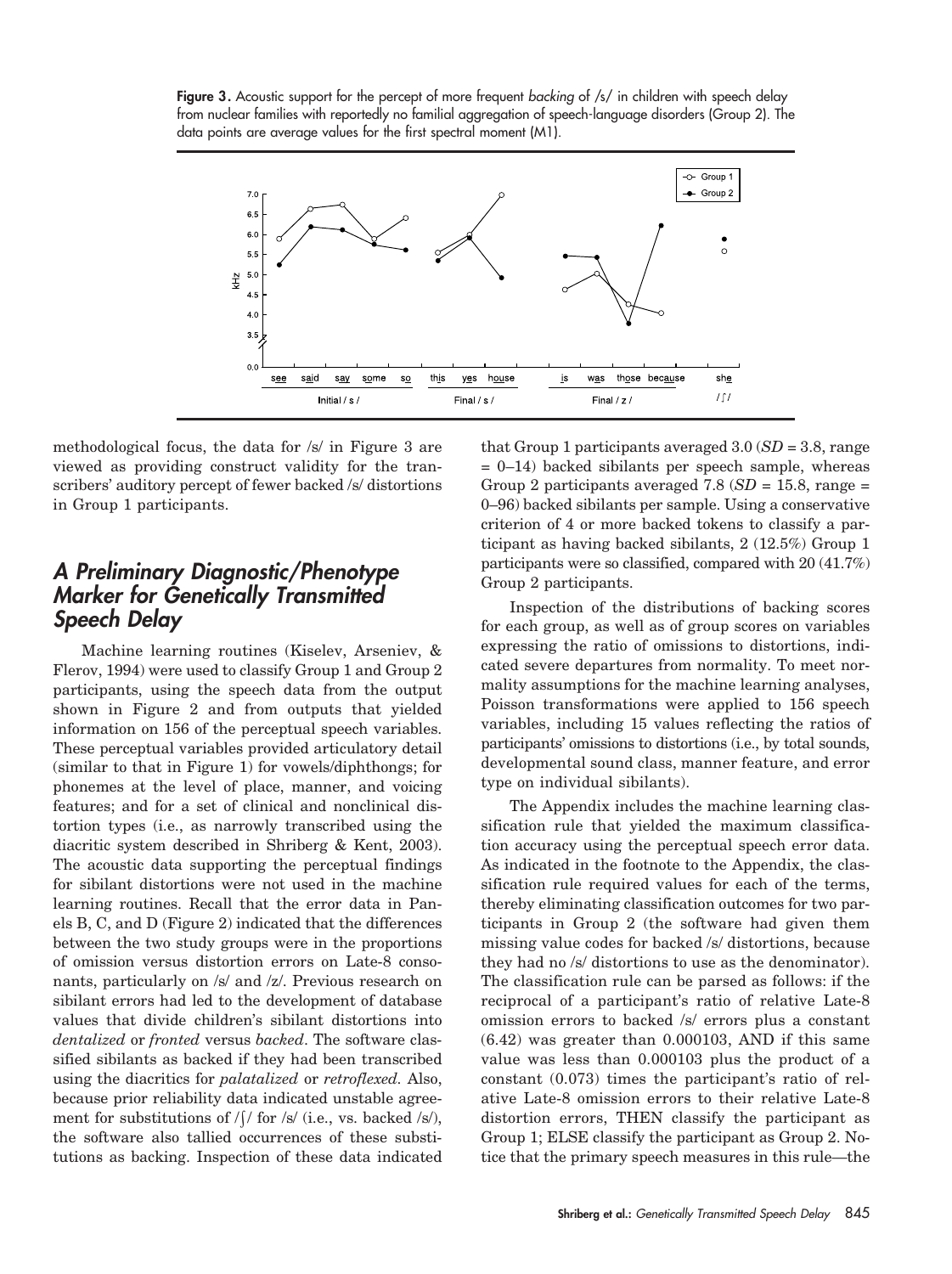**Figure 3.** Acoustic support for the percept of more frequent *backing* of /s/ in children with speech delay from nuclear families with reportedly no familial aggregation of speech-language disorders (Group 2). The data points are average values for the first spectral moment (M1).

methodological focus, the data for /s/ in Figure 3 are viewed as providing construct validity for the transcribers' auditory percept of fewer backed /s/ distortions in Group 1 participants.

## A Preliminary Diagnostic/Phenotype Marker for Genetically Transmitted Speech Delay

Machine learning routines (Kiselev, Arseniev, & Flerov, 1994) were used to classify Group 1 and Group 2 participants, using the speech data from the output shown in Figure 2 and from outputs that yielded information on 156 of the perceptual speech variables. These perceptual variables provided articulatory detail (similar to that in Figure 1) for vowels/diphthongs; for phonemes at the level of place, manner, and voicing features; and for a set of clinical and nonclinical distortion types (i.e., as narrowly transcribed using the diacritic system described in Shriberg & Kent, 2003). The acoustic data supporting the perceptual findings for sibilant distortions were not used in the machine learning routines. Recall that the error data in Panels B, C, and D (Figure 2) indicated that the differences between the two study groups were in the proportions of omission versus distortion errors on Late-8 consonants, particularly on /s/ and /z/. Previous research on sibilant errors had led to the development of database values that divide children's sibilant distortions into *dentalized* or *fronted* versus *backed*. The software classified sibilants as backed if they had been transcribed using the diacritics for *palatalized* or *retroflexed*. Also, because prior reliability data indicated unstable agreement for substitutions of /ʃ/ for /s/ (i.e., vs. backed /s/), the software also tallied occurrences of these substitutions as backing. Inspection of these data indicated that Group 1 participants averaged 3.0 (*SD* = 3.8, range = 0–14) backed sibilants per speech sample, whereas Group 2 participants averaged 7.8 (*SD* = 15.8, range = 0–96) backed sibilants per sample. Using a conservative criterion of 4 or more backed tokens to classify a participant as having backed sibilants, 2 (12.5%) Group 1 participants were so classified, compared with 20 (41.7%) Group 2 participants.

Inspection of the distributions of backing scores for each group, as well as of group scores on variables expressing the ratio of omissions to distortions, indicated severe departures from normality. To meet normality assumptions for the machine learning analyses, Poisson transformations were applied to 156 speech variables, including 15 values reflecting the ratios of participants' omissions to distortions (i.e., by total sounds, developmental sound class, manner feature, and error type on individual sibilants).

The Appendix includes the machine learning classification rule that yielded the maximum classification accuracy using the perceptual speech error data. As indicated in the footnote to the Appendix, the classification rule required values for each of the terms, thereby eliminating classification outcomes for two participants in Group 2 (the software had given them missing value codes for backed /s/ distortions, because they had no /s/ distortions to use as the denominator). The classification rule can be parsed as follows: if the reciprocal of a participant's ratio of relative Late-8 omission errors to backed /s/ errors plus a constant (6.42) was greater than 0.000103, AND if this same value was less than 0.000103 plus the product of a constant (0.073) times the participant's ratio of relative Late-8 omission errors to their relative Late-8 distortion errors, THEN classify the participant as Group 1; ELSE classify the participant as Group 2. Notice that the primary speech measures in this rule—the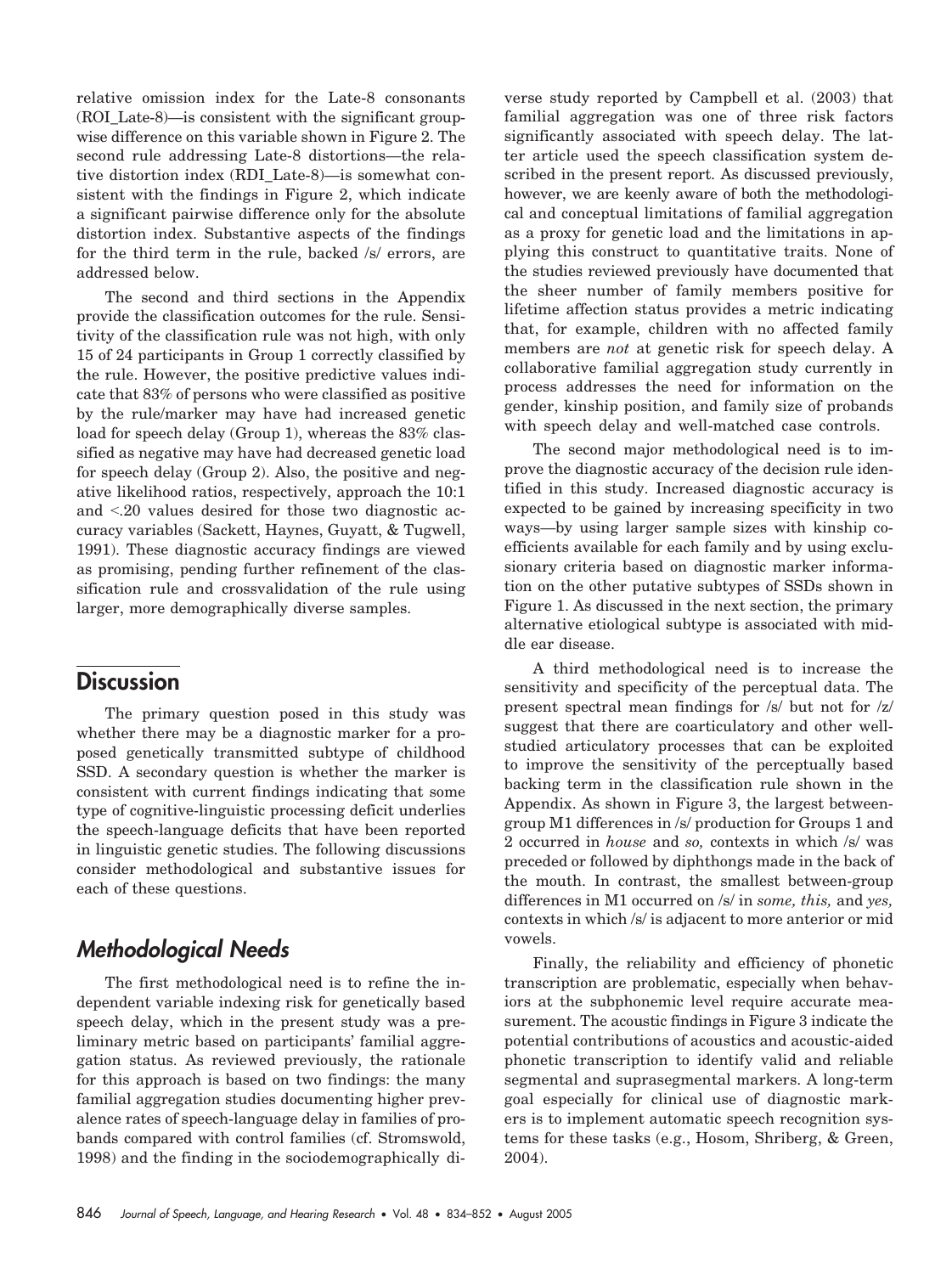relative omission index for the Late-8 consonants (ROI_Late-8)—is consistent with the significant groupwise difference on this variable shown in Figure 2. The second rule addressing Late-8 distortions—the relative distortion index (RDI_Late-8)—is somewhat consistent with the findings in Figure 2, which indicate a significant pairwise difference only for the absolute distortion index. Substantive aspects of the findings for the third term in the rule, backed /s/ errors, are addressed below.

The second and third sections in the Appendix provide the classification outcomes for the rule. Sensitivity of the classification rule was not high, with only 15 of 24 participants in Group 1 correctly classified by the rule. However, the positive predictive values indicate that 83% of persons who were classified as positive by the rule/marker may have had increased genetic load for speech delay (Group 1), whereas the 83% classified as negative may have had decreased genetic load for speech delay (Group 2). Also, the positive and negative likelihood ratios, respectively, approach the 10:1 and <.20 values desired for those two diagnostic accuracy variables (Sackett, Haynes, Guyatt, & Tugwell, 1991). These diagnostic accuracy findings are viewed as promising, pending further refinement of the classification rule and crossvalidation of the rule using larger, more demographically diverse samples.

## Discussion

The primary question posed in this study was whether there may be a diagnostic marker for a proposed genetically transmitted subtype of childhood SSD. A secondary question is whether the marker is consistent with current findings indicating that some type of cognitive-linguistic processing deficit underlies the speech-language deficits that have been reported in linguistic genetic studies. The following discussions consider methodological and substantive issues for each of these questions.

### *Methodological Needs*

The first methodological need is to refine the independent variable indexing risk for genetically based speech delay, which in the present study was a preliminary metric based on participants' familial aggregation status. As reviewed previously, the rationale for this approach is based on two findings: the many familial aggregation studies documenting higher prevalence rates of speech-language delay in families of probands compared with control families (cf. Stromswold, 1998) and the finding in the sociodemographically diverse study reported by Campbell et al. (2003) that familial aggregation was one of three risk factors significantly associated with speech delay. The latter article used the speech classification system described in the present report. As discussed previously, however, we are keenly aware of both the methodological and conceptual limitations of familial aggregation as a proxy for genetic load and the limitations in applying this construct to quantitative traits. None of the studies reviewed previously have documented that the sheer number of family members positive for lifetime affection status provides a metric indicating that, for example, children with no affected family members are *not* at genetic risk for speech delay. A collaborative familial aggregation study currently in process addresses the need for information on the gender, kinship position, and family size of probands with speech delay and well-matched case controls.

The second major methodological need is to improve the diagnostic accuracy of the decision rule identified in this study. Increased diagnostic accuracy is expected to be gained by increasing specificity in two ways—by using larger sample sizes with kinship coefficients available for each family and by using exclusionary criteria based on diagnostic marker information on the other putative subtypes of SSDs shown in Figure 1. As discussed in the next section, the primary alternative etiological subtype is associated with middle ear disease.

A third methodological need is to increase the sensitivity and specificity of the perceptual data. The present spectral mean findings for /s/ but not for /z/ suggest that there are coarticulatory and other well-studied articulatory processes that can be exploited to improve the sensitivity of the perceptually based backing term in the classification rule shown in the Appendix. As shown in Figure 3, the largest between-group M1 differences in /s/ production for Groups 1 and 2 occurred in *house* and *so,* contexts in which /s/ was preceded or followed by diphthongs made in the back of the mouth. In contrast, the smallest between-group differences in M1 occurred on /s/ in *some, this,* and *yes,* contexts in which /s/ is adjacent to more anterior or mid vowels.

Finally, the reliability and efficiency of phonetic transcription are problematic, especially when behaviors at the subphonemic level require accurate measurement. The acoustic findings in Figure 3 indicate the potential contributions of acoustics and acoustic-aided phonetic transcription to identify valid and reliable segmental and suprasegmental markers. A long-term goal especially for clinical use of diagnostic markers is to implement automatic speech recognition systems for these tasks (e.g., Hosom, Shriberg, & Green, 2004).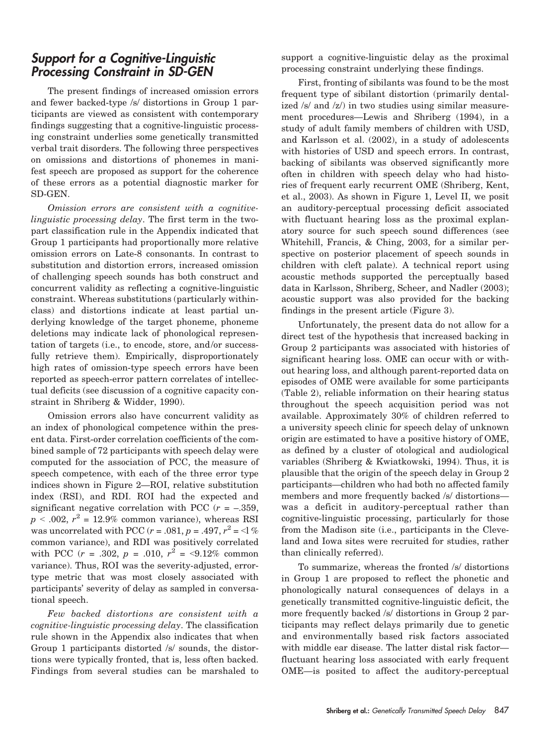## Support for a Cognitive-Linguistic Processing Constraint in SD-GEN

The present findings of increased omission errors and fewer backed-type /s/ distortions in Group 1 participants are viewed as consistent with contemporary findings suggesting that a cognitive-linguistic processing constraint underlies some genetically transmitted verbal trait disorders. The following three perspectives on omissions and distortions of phonemes in manifest speech are proposed as support for the coherence of these errors as a potential diagnostic marker for SD-GEN.

*Omission errors are consistent with a cognitive-linguistic processing delay*. The first term in the two-part classification rule in the Appendix indicated that Group 1 participants had proportionally more relative omission errors on Late-8 consonants. In contrast to substitution and distortion errors, increased omission of challenging speech sounds has both construct and concurrent validity as reflecting a cognitive-linguistic constraint. Whereas substitutions (particularly within-class) and distortions indicate at least partial underlying knowledge of the target phoneme, phoneme deletions may indicate lack of phonological representation of targets (i.e., to encode, store, and/or successfully retrieve them). Empirically, disproportionately high rates of omission-type speech errors have been reported as speech-error pattern correlates of intellectual deficits (see discussion of a cognitive capacity constraint in Shriberg & Widder, 1990).

Omission errors also have concurrent validity as an index of phonological competence within the present data. First-order correlation coefficients of the combined sample of 72 participants with speech delay were computed for the association of PCC, the measure of speech competence, with each of the three error type indices shown in Figure 2—ROI, relative substitution index (RSI), and RDI. ROI had the expected and significant negative correlation with PCC ($r = -.359$, $p < .002$, $r^2 = 12.9\%$ common variance), whereas RSI was uncorrelated with PCC ($r = .081$, $p = .497$, $r^2 = <1\%$ common variance), and RDI was positively correlated with PCC ($r = .302$, $p = .010$, $r^2 = <9.12\%$ common variance). Thus, ROI was the severity-adjusted, error-type metric that was most closely associated with participants' severity of delay as sampled in conversational speech.

*Few backed distortions are consistent with a cognitive-linguistic processing delay*. The classification rule shown in the Appendix also indicates that when Group 1 participants distorted /s/ sounds, the distortions were typically fronted, that is, less often backed. Findings from several studies can be marshaled to support a cognitive-linguistic delay as the proximal processing constraint underlying these findings.

First, fronting of sibilants was found to be the most frequent type of sibilant distortion (primarily dentalized /s/ and /z/) in two studies using similar measurement procedures—Lewis and Shriberg (1994), in a study of adult family members of children with USD, and Karlsson et al. (2002), in a study of adolescents with histories of USD and speech errors. In contrast, backing of sibilants was observed significantly more often in children with speech delay who had histories of frequent early recurrent OME (Shriberg, Kent, et al., 2003). As shown in Figure 1, Level II, we posit an auditory-perceptual processing deficit associated with fluctuant hearing loss as the proximal explanatory source for such speech sound differences (see Whitehill, Francis, & Ching, 2003, for a similar perspective on posterior placement of speech sounds in children with cleft palate). A technical report using acoustic methods supported the perceptually based data in Karlsson, Shriberg, Scheer, and Nadler (2003); acoustic support was also provided for the backing findings in the present article (Figure 3).

Unfortunately, the present data do not allow for a direct test of the hypothesis that increased backing in Group 2 participants was associated with histories of significant hearing loss. OME can occur with or without hearing loss, and although parent-reported data on episodes of OME were available for some participants (Table 2), reliable information on their hearing status throughout the speech acquisition period was not available. Approximately 30% of children referred to a university speech clinic for speech delay of unknown origin are estimated to have a positive history of OME, as defined by a cluster of otological and audiological variables (Shriberg & Kwiatkowski, 1994). Thus, it is plausible that the origin of the speech delay in Group 2 participants—children who had both no affected family members and more frequently backed /s/ distortions—was a deficit in auditory-perceptual rather than cognitive-linguistic processing, particularly for those from the Madison site (i.e., participants in the Cleveland and Iowa sites were recruited for studies, rather than clinically referred).

To summarize, whereas the fronted /s/ distortions in Group 1 are proposed to reflect the phonetic and phonologically natural consequences of delays in a genetically transmitted cognitive-linguistic deficit, the more frequently backed /s/ distortions in Group 2 participants may reflect delays primarily due to genetic and environmentally based risk factors associated with middle ear disease. The latter distal risk factor—fluctuant hearing loss associated with early frequent OME—is posited to affect the auditory-perceptual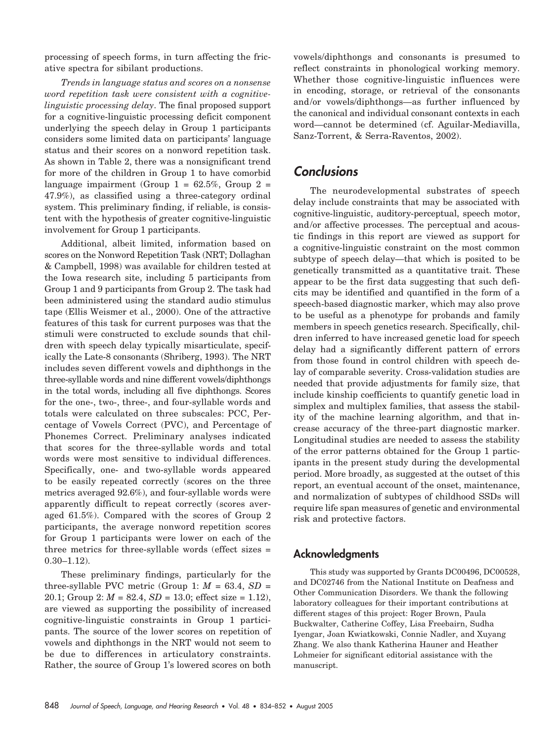processing of speech forms, in turn affecting the fricative spectra for sibilant productions.

*Trends in language status and scores on a nonsense word repetition task were consistent with a cognitive-linguistic processing delay*. The final proposed support for a cognitive-linguistic processing deficit component underlying the speech delay in Group 1 participants considers some limited data on participants' language status and their scores on a nonword repetition task. As shown in Table 2, there was a nonsignificant trend for more of the children in Group 1 to have comorbid language impairment (Group 1 = 62.5%, Group 2 = 47.9%), as classified using a three-category ordinal system. This preliminary finding, if reliable, is consistent with the hypothesis of greater cognitive-linguistic involvement for Group 1 participants.

Additional, albeit limited, information based on scores on the Nonword Repetition Task (NRT; Dollaghan & Campbell, 1998) was available for children tested at the Iowa research site, including 5 participants from Group 1 and 9 participants from Group 2. The task had been administered using the standard audio stimulus tape (Ellis Weismer et al., 2000). One of the attractive features of this task for current purposes was that the stimuli were constructed to exclude sounds that children with speech delay typically misarticulate, specifically the Late-8 consonants (Shriberg, 1993). The NRT includes seven different vowels and diphthongs in the three-syllable words and nine different vowels/diphthongs in the total words, including all five diphthongs. Scores for the one-, two-, three-, and four-syllable words and totals were calculated on three subscales: PCC, Percentage of Vowels Correct (PVC), and Percentage of Phonemes Correct. Preliminary analyses indicated that scores for the three-syllable words and total words were most sensitive to individual differences. Specifically, one- and two-syllable words appeared to be easily repeated correctly (scores on the three metrics averaged 92.6%), and four-syllable words were apparently difficult to repeat correctly (scores averaged 61.5%). Compared with the scores of Group 2 participants, the average nonword repetition scores for Group 1 participants were lower on each of the three metrics for three-syllable words (effect sizes = 0.30–1.12).

These preliminary findings, particularly for the three-syllable PVC metric (Group 1: $M$ = 63.4, $SD$ = 20.1; Group 2: $M$ = 82.4, $SD$ = 13.0; effect size = 1.12), are viewed as supporting the possibility of increased cognitive-linguistic constraints in Group 1 participants. The source of the lower scores on repetition of vowels and diphthongs in the NRT would not seem to be due to differences in articulatory constraints. Rather, the source of Group 1's lowered scores on both vowels/diphthongs and consonants is presumed to reflect constraints in phonological working memory. Whether those cognitive-linguistic influences were in encoding, storage, or retrieval of the consonants and/or vowels/diphthongs—as further influenced by the canonical and individual consonant contexts in each word—cannot be determined (cf. Aguilar-Mediavilla, Sanz-Torrent, & Serra-Raventos, 2002).

## Conclusions

The neurodevelopmental substrates of speech delay include constraints that may be associated with cognitive-linguistic, auditory-perceptual, speech motor, and/or affective processes. The perceptual and acoustic findings in this report are viewed as support for a cognitive-linguistic constraint on the most common subtype of speech delay—that which is posited to be genetically transmitted as a quantitative trait. These appear to be the first data suggesting that such deficits may be identified and quantified in the form of a speech-based diagnostic marker, which may also prove to be useful as a phenotype for probands and family members in speech genetics research. Specifically, children inferred to have increased genetic load for speech delay had a significantly different pattern of errors from those found in control children with speech delay of comparable severity. Cross-validation studies are needed that provide adjustments for family size, that include kinship coefficients to quantify genetic load in simplex and multiplex families, that assess the stability of the machine learning algorithm, and that increase accuracy of the three-part diagnostic marker. Longitudinal studies are needed to assess the stability of the error patterns obtained for the Group 1 participants in the present study during the developmental period. More broadly, as suggested at the outset of this report, an eventual account of the onset, maintenance, and normalization of subtypes of childhood SSDs will require life span measures of genetic and environmental risk and protective factors.

## Acknowledgments

This study was supported by Grants DC00496, DC00528, and DC02746 from the National Institute on Deafness and Other Communication Disorders. We thank the following laboratory colleagues for their important contributions at different stages of this project: Roger Brown, Paula Buckwalter, Catherine Coffey, Lisa Freebairn, Sudha Iyengar, Joan Kwiatkowski, Connie Nadler, and Xuyang Zhang. We also thank Katherina Hauner and Heather Lohmeier for significant editorial assistance with the manuscript.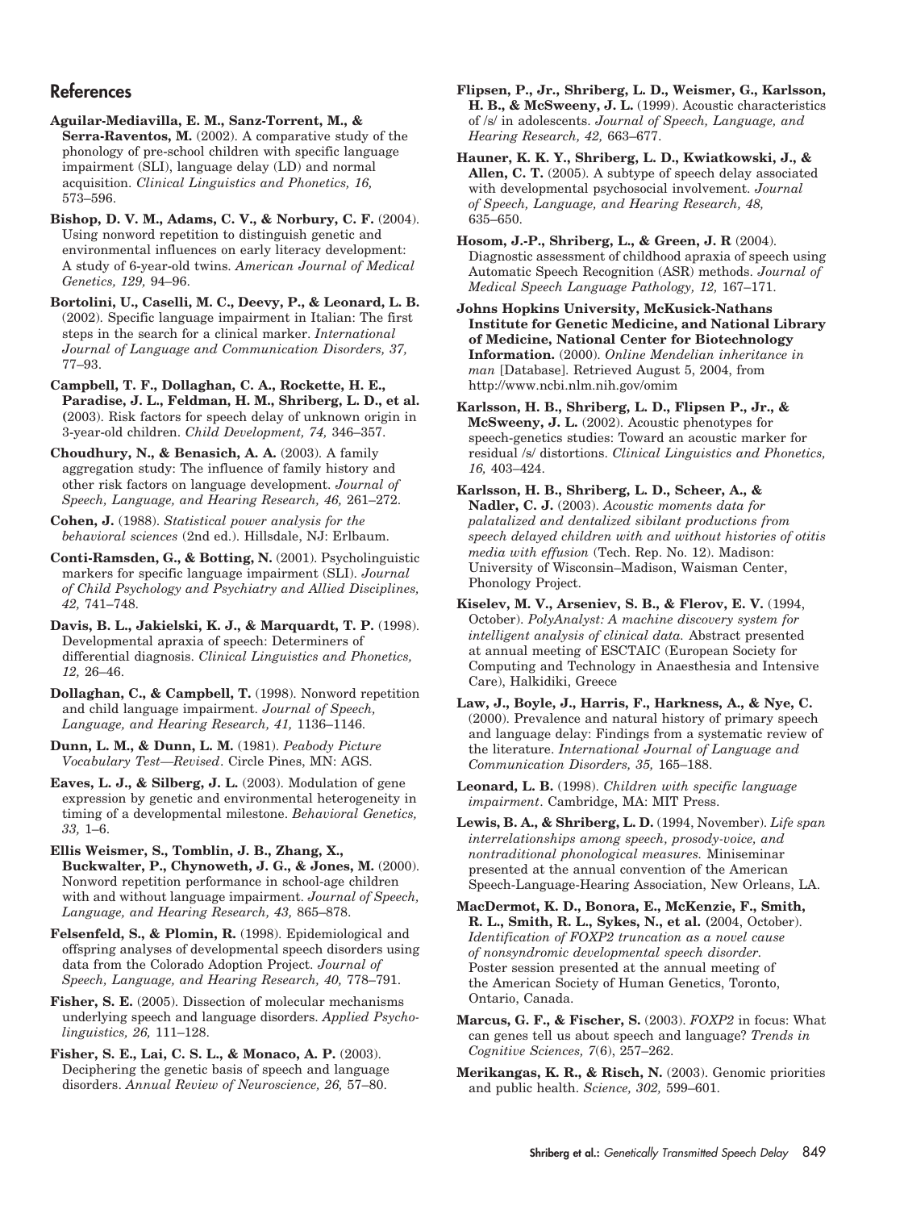## References

**Aguilar-Mediavilla, E. M., Sanz-Torrent, M., & Serra-Raventos, M.** (2002). A comparative study of the phonology of pre-school children with specific language impairment (SLI), language delay (LD) and normal acquisition. *Clinical Linguistics and Phonetics, 16,* 573–596.

**Bishop, D. V. M., Adams, C. V., & Norbury, C. F.** (2004). Using nonword repetition to distinguish genetic and environmental influences on early literacy development: A study of 6-year-old twins. *American Journal of Medical Genetics, 129,* 94–96.

**Bortolini, U., Caselli, M. C., Deevy, P., & Leonard, L. B.** (2002). Specific language impairment in Italian: The first steps in the search for a clinical marker. *International Journal of Language and Communication Disorders, 37,* 77–93.

**Campbell, T. F., Dollaghan, C. A., Rockette, H. E., Paradise, J. L., Feldman, H. M., Shriberg, L. D., et al.** (2003). Risk factors for speech delay of unknown origin in 3-year-old children. *Child Development, 74,* 346–357.

**Choudhury, N., & Benasich, A. A.** (2003). A family aggregation study: The influence of family history and other risk factors on language development. *Journal of Speech, Language, and Hearing Research, 46,* 261–272.

**Cohen, J.** (1988). *Statistical power analysis for the behavioral sciences* (2nd ed.). Hillsdale, NJ: Erlbaum.

**Conti-Ramsden, G., & Botting, N.** (2001). Psycholinguistic markers for specific language impairment (SLI). *Journal of Child Psychology and Psychiatry and Allied Disciplines, 42,* 741–748.

**Davis, B. L., Jakielski, K. J., & Marquardt, T. P.** (1998). Developmental apraxia of speech: Determiners of differential diagnosis. *Clinical Linguistics and Phonetics, 12,* 26–46.

**Dollaghan, C., & Campbell, T.** (1998). Nonword repetition and child language impairment. *Journal of Speech, Language, and Hearing Research, 41,* 1136–1146.

**Dunn, L. M., & Dunn, L. M.** (1981). *Peabody Picture Vocabulary Test—Revised*. Circle Pines, MN: AGS.

**Eaves, L. J., & Silberg, J. L.** (2003). Modulation of gene expression by genetic and environmental heterogeneity in timing of a developmental milestone. *Behavioral Genetics, 33,* 1–6.

**Ellis Weismer, S., Tomblin, J. B., Zhang, X., Buckwalter, P., Chynoweth, J. G., & Jones, M.** (2000). Nonword repetition performance in school-age children with and without language impairment. *Journal of Speech, Language, and Hearing Research, 43,* 865–878.

**Felsenfeld, S., & Plomin, R.** (1998). Epidemiological and offspring analyses of developmental speech disorders using data from the Colorado Adoption Project. *Journal of Speech, Language, and Hearing Research, 40,* 778–791.

**Fisher, S. E.** (2005). Dissection of molecular mechanisms underlying speech and language disorders. *Applied Psycholinguistics, 26,* 111–128.

**Fisher, S. E., Lai, C. S. L., & Monaco, A. P.** (2003). Deciphering the genetic basis of speech and language disorders. *Annual Review of Neuroscience, 26,* 57–80.

**Flipsen, P., Jr., Shriberg, L. D., Weismer, G., Karlsson, H. B., & McSweeny, J. L.** (1999). Acoustic characteristics of /s/ in adolescents. *Journal of Speech, Language, and Hearing Research, 42,* 663–677.

**Hauner, K. K. Y., Shriberg, L. D., Kwiatkowski, J., & Allen, C. T.** (2005). A subtype of speech delay associated with developmental psychosocial involvement. *Journal of Speech, Language, and Hearing Research, 48,* 635–650.

**Hosom, J.-P., Shriberg, L., & Green, J. R** (2004). Diagnostic assessment of childhood apraxia of speech using Automatic Speech Recognition (ASR) methods. *Journal of Medical Speech Language Pathology, 12,* 167–171.

**Johns Hopkins University, McKusick-Nathans Institute for Genetic Medicine, and National Library of Medicine, National Center for Biotechnology Information.** (2000). *Online Mendelian inheritance in man* [Database]. Retrieved August 5, 2004, from http://www.ncbi.nlm.nih.gov/omim

**Karlsson, H. B., Shriberg, L. D., Flipsen P., Jr., & McSweeny, J. L.** (2002). Acoustic phenotypes for speech-genetics studies: Toward an acoustic marker for residual /s/ distortions. *Clinical Linguistics and Phonetics, 16,* 403–424.

**Karlsson, H. B., Shriberg, L. D., Scheer, A., & Nadler, C. J.** (2003). *Acoustic moments data for palatalized and dentalized sibilant productions from speech delayed children with and without histories of otitis media with effusion* (Tech. Rep. No. 12). Madison: University of Wisconsin–Madison, Waisman Center, Phonology Project.

**Kiselev, M. V., Arseniev, S. B., & Flerov, E. V.** (1994, October). *PolyAnalyst: A machine discovery system for intelligent analysis of clinical data.* Abstract presented at annual meeting of ESCTAIC (European Society for Computing and Technology in Anaesthesia and Intensive Care), Halkidiki, Greece

**Law, J., Boyle, J., Harris, F., Harkness, A., & Nye, C.** (2000). Prevalence and natural history of primary speech and language delay: Findings from a systematic review of the literature. *International Journal of Language and Communication Disorders, 35,* 165–188.

**Leonard, L. B.** (1998). *Children with specific language impairment*. Cambridge, MA: MIT Press.

**Lewis, B. A., & Shriberg, L. D.** (1994, November). *Life span interrelationships among speech, prosody-voice, and nontraditional phonological measures.* Miniseminar presented at the annual convention of the American Speech-Language-Hearing Association, New Orleans, LA.

**MacDermot, K. D., Bonora, E., McKenzie, F., Smith, R. L., Smith, R. L., Sykes, N., et al.** (2004, October). *Identification of FOXP2 truncation as a novel cause of nonsyndromic developmental speech disorder.* Poster session presented at the annual meeting of the American Society of Human Genetics, Toronto, Ontario, Canada.

**Marcus, G. F., & Fischer, S.** (2003). *FOXP2* in focus: What can genes tell us about speech and language? *Trends in Cognitive Sciences, 7*(6), 257–262.

**Merikangas, K. R., & Risch, N.** (2003). Genomic priorities and public health. *Science, 302,* 599–601.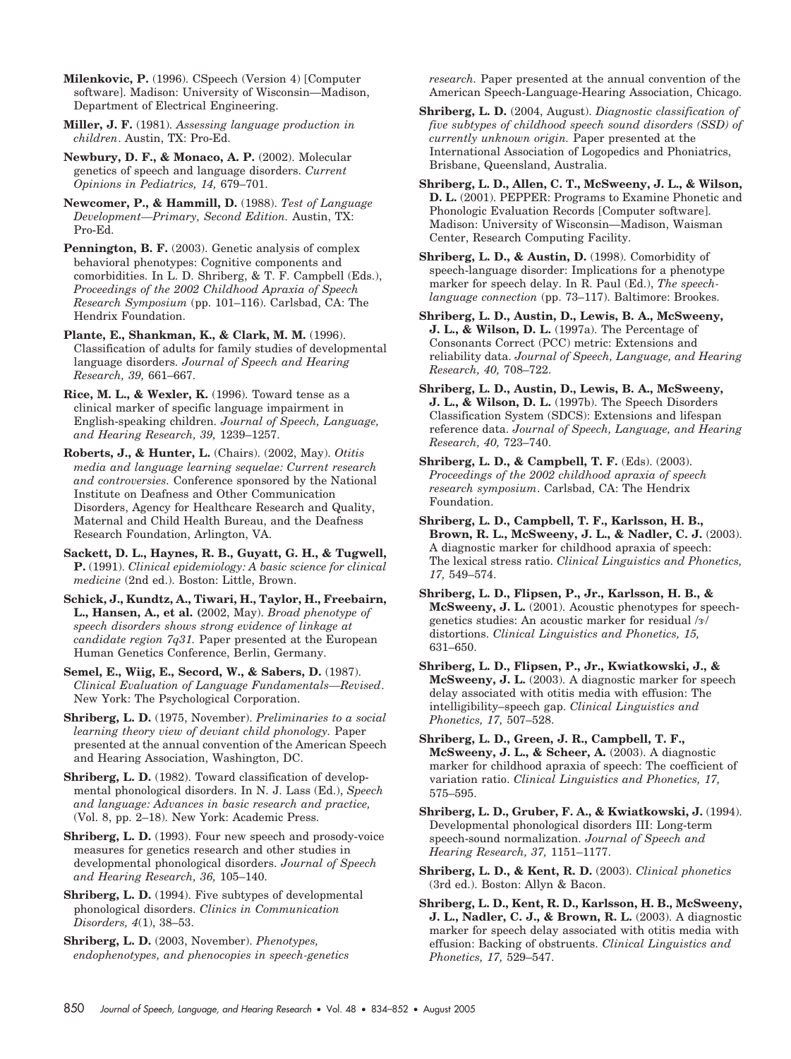**Milenkovic, P.** (1996). CSpeech (Version 4) [Computer software]. Madison: University of Wisconsin—Madison, Department of Electrical Engineering.

**Miller, J. F.** (1981). *Assessing language production in children*. Austin, TX: Pro-Ed.

**Newbury, D. F., & Monaco, A. P.** (2002). Molecular genetics of speech and language disorders. *Current Opinions in Pediatrics, 14,* 679–701.

**Newcomer, P., & Hammill, D.** (1988). *Test of Language Development—Primary, Second Edition.* Austin, TX: Pro-Ed.

**Pennington, B. F.** (2003). Genetic analysis of complex behavioral phenotypes: Cognitive components and comorbidities. In L. D. Shriberg, & T. F. Campbell (Eds.), *Proceedings of the 2002 Childhood Apraxia of Speech Research Symposium* (pp. 101–116). Carlsbad, CA: The Hendrix Foundation.

**Plante, E., Shankman, K., & Clark, M. M.** (1996). Classification of adults for family studies of developmental language disorders. *Journal of Speech and Hearing Research, 39,* 661–667.

**Rice, M. L., & Wexler, K.** (1996). Toward tense as a clinical marker of specific language impairment in English-speaking children. *Journal of Speech, Language, and Hearing Research, 39,* 1239–1257.

**Roberts, J., & Hunter, L.** (Chairs). (2002, May). *Otitis media and language learning sequelae: Current research and controversies.* Conference sponsored by the National Institute on Deafness and Other Communication Disorders, Agency for Healthcare Research and Quality, Maternal and Child Health Bureau, and the Deafness Research Foundation, Arlington, VA.

**Sackett, D. L., Haynes, R. B., Guyatt, G. H., & Tugwell, P.** (1991). *Clinical epidemiology: A basic science for clinical medicine* (2nd ed.). Boston: Little, Brown.

**Schick, J., Kundtz, A., Tiwari, H., Taylor, H., Freebairn, L., Hansen, A., et al. (**2002, May). *Broad phenotype of speech disorders shows strong evidence of linkage at candidate region 7q31.* Paper presented at the European Human Genetics Conference, Berlin, Germany.

**Semel, E., Wiig, E., Secord, W., & Sabers, D.** (1987). *Clinical Evaluation of Language Fundamentals—Revised*. New York: The Psychological Corporation.

**Shriberg, L. D.** (1975, November). *Preliminaries to a social learning theory view of deviant child phonology.* Paper presented at the annual convention of the American Speech and Hearing Association, Washington, DC.

**Shriberg, L. D.** (1982). Toward classification of developmental phonological disorders. In N. J. Lass (Ed.), *Speech and language: Advances in basic research and practice,* (Vol. 8, pp. 2–18). New York: Academic Press.

**Shriberg, L. D.** (1993). Four new speech and prosody-voice measures for genetics research and other studies in developmental phonological disorders. *Journal of Speech and Hearing Research, 36,* 105–140.

**Shriberg, L. D.** (1994). Five subtypes of developmental phonological disorders. *Clinics in Communication Disorders, 4*(1), 38–53.

**Shriberg, L. D.** (2003, November). *Phenotypes, endophenotypes, and phenocopies in speech-genetics research.* Paper presented at the annual convention of the American Speech-Language-Hearing Association, Chicago.

**Shriberg, L. D.** (2004, August). *Diagnostic classification of five subtypes of childhood speech sound disorders (SSD) of currently unknown origin.* Paper presented at the International Association of Logopedics and Phoniatrics, Brisbane, Queensland, Australia.

**Shriberg, L. D., Allen, C. T., McSweeny, J. L., & Wilson, D. L.** (2001). PEPPER: Programs to Examine Phonetic and Phonologic Evaluation Records [Computer software]. Madison: University of Wisconsin—Madison, Waisman Center, Research Computing Facility.

**Shriberg, L. D., & Austin, D.** (1998). Comorbidity of speech-language disorder: Implications for a phenotype marker for speech delay. In R. Paul (Ed.), *The speech-language connection* (pp. 73–117). Baltimore: Brookes.

**Shriberg, L. D., Austin, D., Lewis, B. A., McSweeny, J. L., & Wilson, D. L.** (1997a). The Percentage of Consonants Correct (PCC) metric: Extensions and reliability data. *Journal of Speech, Language, and Hearing Research, 40,* 708–722.

**Shriberg, L. D., Austin, D., Lewis, B. A., McSweeny, J. L., & Wilson, D. L.** (1997b). The Speech Disorders Classification System (SDCS): Extensions and lifespan reference data. *Journal of Speech, Language, and Hearing Research, 40,* 723–740.

**Shriberg, L. D., & Campbell, T. F.** (Eds). (2003). *Proceedings of the 2002 childhood apraxia of speech research symposium*. Carlsbad, CA: The Hendrix Foundation.

**Shriberg, L. D., Campbell, T. F., Karlsson, H. B., Brown, R. L., McSweeny, J. L., & Nadler, C. J.** (2003). A diagnostic marker for childhood apraxia of speech: The lexical stress ratio. *Clinical Linguistics and Phonetics, 17,* 549–574.

**Shriberg, L. D., Flipsen, P., Jr., Karlsson, H. B., & McSweeny, J. L.** (2001). Acoustic phenotypes for speech-genetics studies: An acoustic marker for residual /ɝ/ distortions. *Clinical Linguistics and Phonetics, 15,* 631–650.

**Shriberg, L. D., Flipsen, P., Jr., Kwiatkowski, J., & McSweeny, J. L.** (2003). A diagnostic marker for speech delay associated with otitis media with effusion: The intelligibility–speech gap. *Clinical Linguistics and Phonetics, 17,* 507–528.

**Shriberg, L. D., Green, J. R., Campbell, T. F., McSweeny, J. L., & Scheer, A.** (2003). A diagnostic marker for childhood apraxia of speech: The coefficient of variation ratio. *Clinical Linguistics and Phonetics, 17,* 575–595.

**Shriberg, L. D., Gruber, F. A., & Kwiatkowski, J.** (1994). Developmental phonological disorders III: Long-term speech-sound normalization. *Journal of Speech and Hearing Research, 37,* 1151–1177.

**Shriberg, L. D., & Kent, R. D.** (2003). *Clinical phonetics* (3rd ed.). Boston: Allyn & Bacon.

**Shriberg, L. D., Kent, R. D., Karlsson, H. B., McSweeny, J. L., Nadler, C. J., & Brown, R. L.** (2003). A diagnostic marker for speech delay associated with otitis media with effusion: Backing of obstruents. *Clinical Linguistics and Phonetics, 17,* 529–547.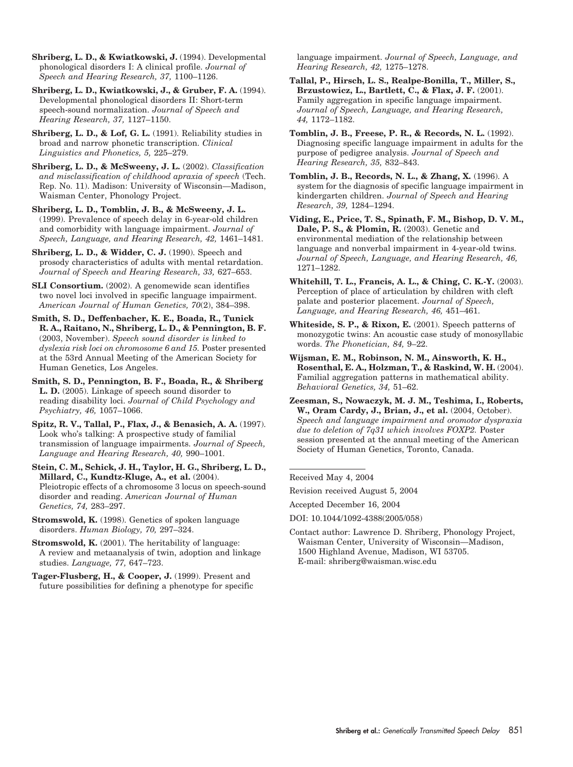**Shriberg, L. D., & Kwiatkowski, J.** (1994). Developmental phonological disorders I: A clinical profile. *Journal of Speech and Hearing Research, 37,* 1100–1126.

**Shriberg, L. D., Kwiatkowski, J., & Gruber, F. A.** (1994). Developmental phonological disorders II: Short-term speech-sound normalization. *Journal of Speech and Hearing Research, 37,* 1127–1150.

**Shriberg, L. D., & Lof, G. L.** (1991). Reliability studies in broad and narrow phonetic transcription. *Clinical Linguistics and Phonetics, 5,* 225–279.

**Shriberg, L. D., & McSweeny, J. L.** (2002). *Classification and misclassification of childhood apraxia of speech* (Tech. Rep. No. 11). Madison: University of Wisconsin—Madison, Waisman Center, Phonology Project.

**Shriberg, L. D., Tomblin, J. B., & McSweeny, J. L.** (1999). Prevalence of speech delay in 6-year-old children and comorbidity with language impairment. *Journal of Speech, Language, and Hearing Research, 42,* 1461–1481.

**Shriberg, L. D., & Widder, C. J.** (1990). Speech and prosody characteristics of adults with mental retardation. *Journal of Speech and Hearing Research, 33,* 627–653.

**SLI Consortium.** (2002). A genomewide scan identifies two novel loci involved in specific language impairment. *American Journal of Human Genetics, 70*(2), 384–398.

**Smith, S. D., Deffenbacher, K. E., Boada, R., Tunick R. A., Raitano, N., Shriberg, L. D., & Pennington, B. F.** (2003, November). *Speech sound disorder is linked to dyslexia risk loci on chromosome 6 and 15.* Poster presented at the 53rd Annual Meeting of the American Society for Human Genetics, Los Angeles.

**Smith, S. D., Pennington, B. F., Boada, R., & Shriberg L. D.** (2005). Linkage of speech sound disorder to reading disability loci. *Journal of Child Psychology and Psychiatry, 46,* 1057–1066.

**Spitz, R. V., Tallal, P., Flax, J., & Benasich, A. A.** (1997). Look who's talking: A prospective study of familial transmission of language impairments. *Journal of Speech, Language and Hearing Research, 40,* 990–1001.

**Stein, C. M., Schick, J. H., Taylor, H. G., Shriberg, L. D., Millard, C., Kundtz-Kluge, A., et al.** (2004). Pleiotropic effects of a chromosome 3 locus on speech-sound disorder and reading. *American Journal of Human Genetics, 74,* 283–297.

**Stromswold, K.** (1998). Genetics of spoken language disorders. *Human Biology, 70,* 297–324.

**Stromswold, K.** (2001). The heritability of language: A review and metaanalysis of twin, adoption and linkage studies. *Language, 77,* 647–723.

**Tager-Flusberg, H., & Cooper, J.** (1999). Present and future possibilities for defining a phenotype for specific language impairment. *Journal of Speech, Language, and Hearing Research, 42,* 1275–1278.

**Tallal, P., Hirsch, L. S., Realpe-Bonilla, T., Miller, S., Brzustowicz, L., Bartlett, C., & Flax, J. F.** (2001). Family aggregation in specific language impairment. *Journal of Speech, Language, and Hearing Research, 44,* 1172–1182.

**Tomblin, J. B., Freese, P. R., & Records, N. L.** (1992). Diagnosing specific language impairment in adults for the purpose of pedigree analysis. *Journal of Speech and Hearing Research, 35,* 832–843.

**Tomblin, J. B., Records, N. L., & Zhang, X.** (1996). A system for the diagnosis of specific language impairment in kindergarten children. *Journal of Speech and Hearing Research, 39,* 1284–1294.

**Viding, E., Price, T. S., Spinath, F. M., Bishop, D. V. M., Dale, P. S., & Plomin, R.** (2003). Genetic and environmental mediation of the relationship between language and nonverbal impairment in 4-year-old twins. *Journal of Speech, Language, and Hearing Research, 46,* 1271–1282.

**Whitehill, T. L., Francis, A. L., & Ching, C. K.-Y.** (2003). Perception of place of articulation by children with cleft palate and posterior placement. *Journal of Speech, Language, and Hearing Research, 46,* 451–461.

**Whiteside, S. P., & Rixon, E.** (2001). Speech patterns of monozygotic twins: An acoustic case study of monosyllabic words. *The Phonetician, 84,* 9–22.

**Wijsman, E. M., Robinson, N. M., Ainsworth, K. H., Rosenthal, E. A., Holzman, T., & Raskind, W. H.** (2004). Familial aggregation patterns in mathematical ability. *Behavioral Genetics, 34,* 51–62.

**Zeesman, S., Nowaczyk, M. J. M., Teshima, I., Roberts, W., Oram Cardy, J., Brian, J., et al.** (2004, October). *Speech and language impairment and oromotor dyspraxia due to deletion of 7q31 which involves FOXP2.* Poster session presented at the annual meeting of the American Society of Human Genetics, Toronto, Canada.

---

Received May 4, 2004

Revision received August 5, 2004

Accepted December 16, 2004

DOI: 10.1044/1092-4388(2005/058)

Contact author: Lawrence D. Shriberg, Phonology Project, Waisman Center, University of Wisconsin—Madison, 1500 Highland Avenue, Madison, WI 53705. E-mail: shriberg@waisman.wisc.edu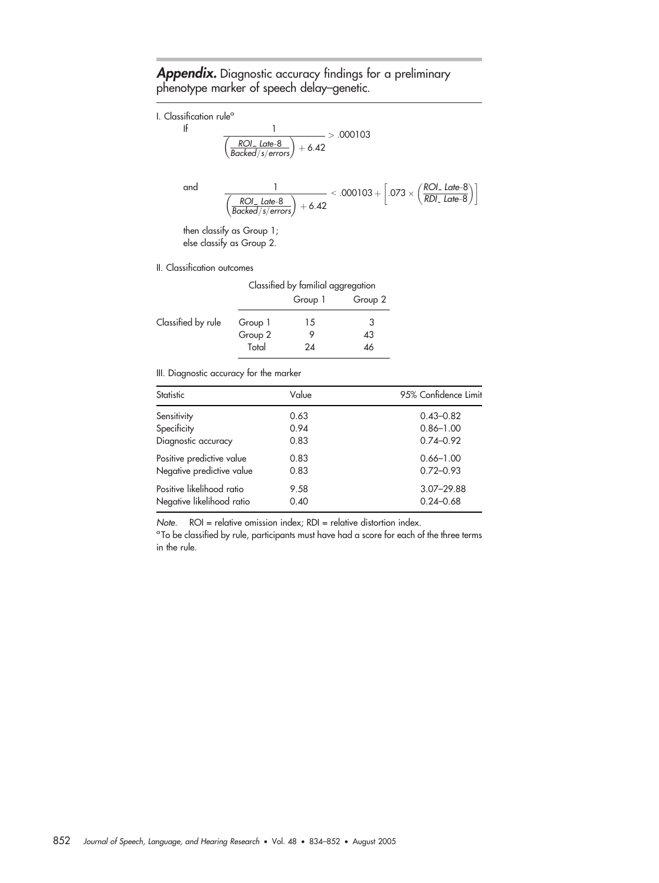***Appendix.*** Diagnostic accuracy findings for a preliminary phenotype marker of speech delay–genetic.

I. Classification rule[a]

If
$$\frac{1}{\left(\frac{ROI\_\ Late\text{-}8}{Backed/s/errors}\right) + 6.42} > .000103$$

and
$$\frac{1}{\left(\frac{ROI\_\ Late\text{-}8}{Backed/s/errors}\right) + 6.42} < .000103 + \left[.073 \times \left(\frac{ROI\_\ Late\text{-}8}{RDI\_\ Late\text{-}8}\right)\right]$$

then classify as Group 1;
else classify as Group 2.

II. Classification outcomes

| | | Classified by familial aggregation | |
|---|---|---|---|
| | | Group 1 | Group 2 |
| Classified by rule | Group 1 | 15 | 3 |
| | Group 2 | 9 | 43 |
| | Total | 24 | 46 |

III. Diagnostic accuracy for the marker

| Statistic | Value | 95% Confidence Limit |
|---|---|---|
| Sensitivity | 0.63 | 0.43–0.82 |
| Specificity | 0.94 | 0.86–1.00 |
| Diagnostic accuracy | 0.83 | 0.74–0.92 |
| Positive predictive value | 0.83 | 0.66–1.00 |
| Negative predictive value | 0.83 | 0.72–0.93 |
| Positive likelihood ratio | 9.58 | 3.07–29.88 |
| Negative likelihood ratio | 0.40 | 0.24–0.68 |

*Note.* ROI = relative omission index; RDI = relative distortion index.

[a] To be classified by rule, participants must have had a score for each of the three terms in the rule.